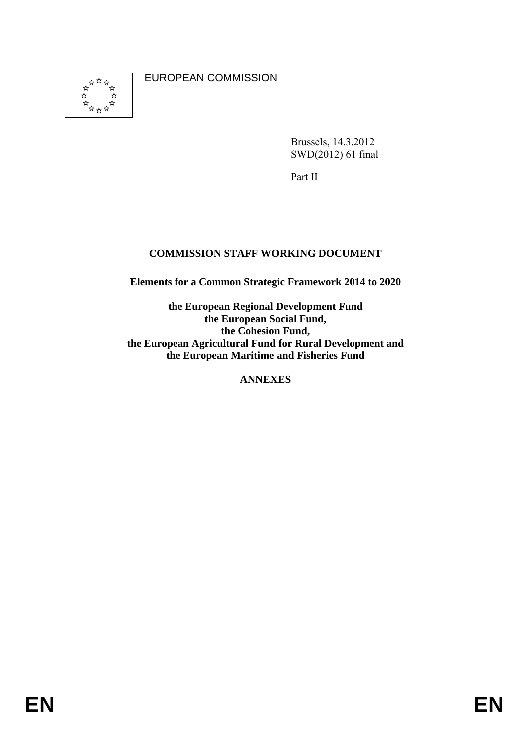EUROPEAN COMMISSION

Brussels, 14.3.2012
SWD(2012) 61 final

Part II

**COMMISSION STAFF WORKING DOCUMENT**

**Elements for a Common Strategic Framework 2014 to 2020**

**the European Regional Development Fund**
**the European Social Fund,**
**the Cohesion Fund,**
**the European Agricultural Fund for Rural Development and**
**the European Maritime and Fisheries Fund**

**ANNEXES**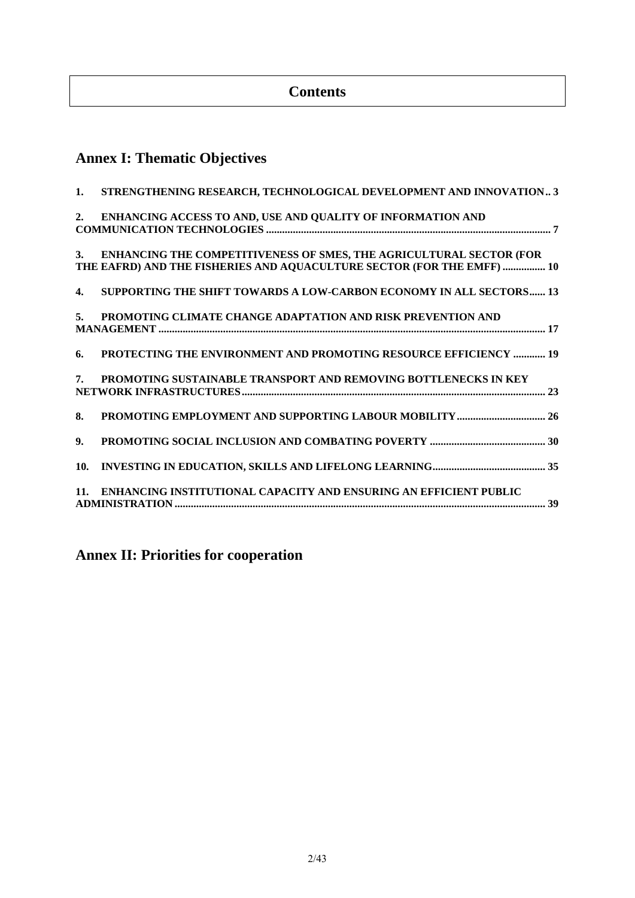# Contents

## Annex I: Thematic Objectives

1. STRENGTHENING RESEARCH, TECHNOLOGICAL DEVELOPMENT AND INNOVATION.. 3

2. ENHANCING ACCESS TO AND, USE AND QUALITY OF INFORMATION AND COMMUNICATION TECHNOLOGIES ......... 7

3. ENHANCING THE COMPETITIVENESS OF SMES, THE AGRICULTURAL SECTOR (FOR THE EAFRD) AND THE FISHERIES AND AQUACULTURE SECTOR (FOR THE EMFF) ................ 10

4. SUPPORTING THE SHIFT TOWARDS A LOW-CARBON ECONOMY IN ALL SECTORS...... 13

5. PROMOTING CLIMATE CHANGE ADAPTATION AND RISK PREVENTION AND MANAGEMENT ......... 17

6. PROTECTING THE ENVIRONMENT AND PROMOTING RESOURCE EFFICIENCY ............ 19

7. PROMOTING SUSTAINABLE TRANSPORT AND REMOVING BOTTLENECKS IN KEY NETWORK INFRASTRUCTURES......... 23

8. PROMOTING EMPLOYMENT AND SUPPORTING LABOUR MOBILITY................................. 26

9. PROMOTING SOCIAL INCLUSION AND COMBATING POVERTY ........................................... 30

10. INVESTING IN EDUCATION, SKILLS AND LIFELONG LEARNING.......................................... 35

11. ENHANCING INSTITUTIONAL CAPACITY AND ENSURING AN EFFICIENT PUBLIC ADMINISTRATION......... 39

## Annex II: Priorities for cooperation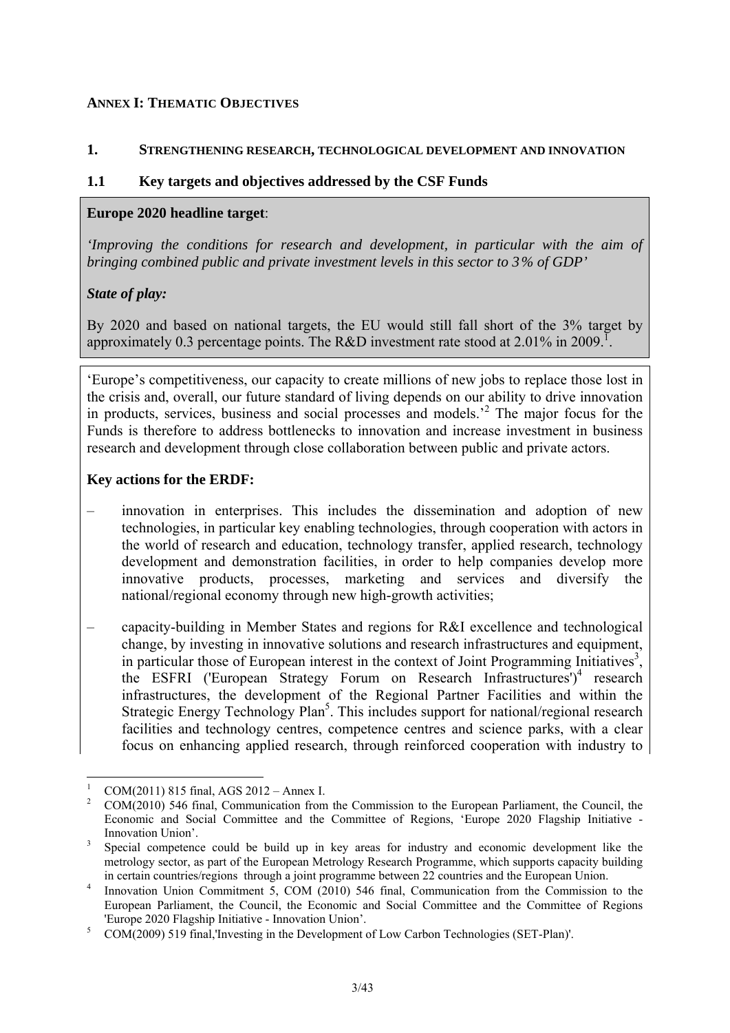## ANNEX I: THEMATIC OBJECTIVES

### 1. STRENGTHENING RESEARCH, TECHNOLOGICAL DEVELOPMENT AND INNOVATION

### 1.1 Key targets and objectives addressed by the CSF Funds

**Europe 2020 headline target**:

*'Improving the conditions for research and development, in particular with the aim of bringing combined public and private investment levels in this sector to 3% of GDP'*

***State of play:***

By 2020 and based on national targets, the EU would still fall short of the 3% target by approximately 0.3 percentage points. The R&D investment rate stood at 2.01% in 2009.[1].

'Europe's competitiveness, our capacity to create millions of new jobs to replace those lost in the crisis and, overall, our future standard of living depends on our ability to drive innovation in products, services, business and social processes and models.'[2] The major focus for the Funds is therefore to address bottlenecks to innovation and increase investment in business research and development through close collaboration between public and private actors.

**Key actions for the ERDF:**

– innovation in enterprises. This includes the dissemination and adoption of new technologies, in particular key enabling technologies, through cooperation with actors in the world of research and education, technology transfer, applied research, technology development and demonstration facilities, in order to help companies develop more innovative products, processes, marketing and services and diversify the national/regional economy through new high-growth activities;

– capacity-building in Member States and regions for R&I excellence and technological change, by investing in innovative solutions and research infrastructures and equipment, in particular those of European interest in the context of Joint Programming Initiatives[3], the ESFRI ('European Strategy Forum on Research Infrastructures')[4] research infrastructures, the development of the Regional Partner Facilities and within the Strategic Energy Technology Plan[5]. This includes support for national/regional research facilities and technology centres, competence centres and science parks, with a clear focus on enhancing applied research, through reinforced cooperation with industry to

---

[1] COM(2011) 815 final, AGS 2012 – Annex I.

[2] COM(2010) 546 final, Communication from the Commission to the European Parliament, the Council, the Economic and Social Committee and the Committee of Regions, 'Europe 2020 Flagship Initiative - Innovation Union'.

[3] Special competence could be build up in key areas for industry and economic development like the metrology sector, as part of the European Metrology Research Programme, which supports capacity building in certain countries/regions through a joint programme between 22 countries and the European Union.

[4] Innovation Union Commitment 5, COM (2010) 546 final, Communication from the Commission to the European Parliament, the Council, the Economic and Social Committee and the Committee of Regions 'Europe 2020 Flagship Initiative - Innovation Union'.

[5] COM(2009) 519 final,'Investing in the Development of Low Carbon Technologies (SET-Plan)'.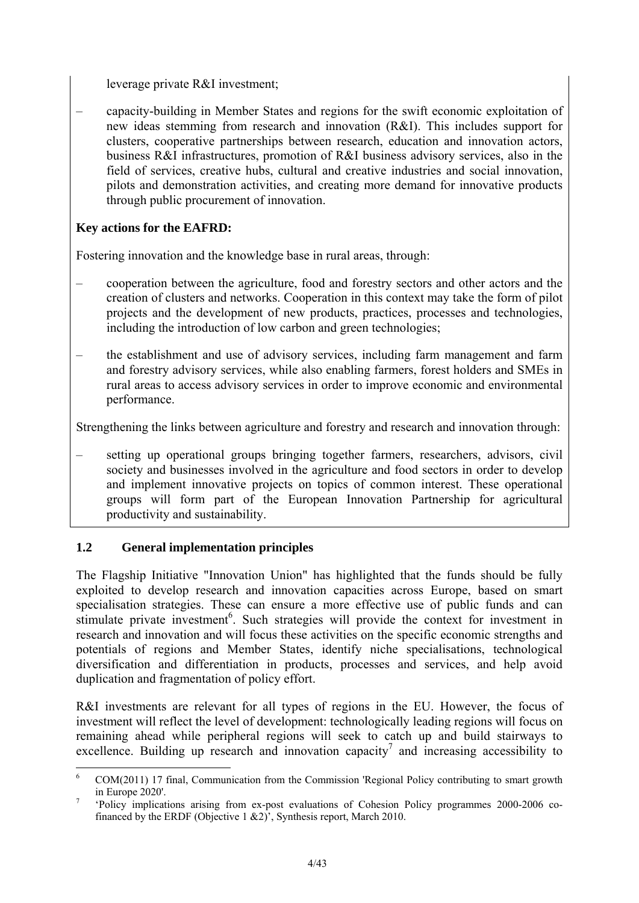leverage private R&I investment;

– capacity-building in Member States and regions for the swift economic exploitation of new ideas stemming from research and innovation (R&I). This includes support for clusters, cooperative partnerships between research, education and innovation actors, business R&I infrastructures, promotion of R&I business advisory services, also in the field of services, creative hubs, cultural and creative industries and social innovation, pilots and demonstration activities, and creating more demand for innovative products through public procurement of innovation.

**Key actions for the EAFRD:**

Fostering innovation and the knowledge base in rural areas, through:

– cooperation between the agriculture, food and forestry sectors and other actors and the creation of clusters and networks. Cooperation in this context may take the form of pilot projects and the development of new products, practices, processes and technologies, including the introduction of low carbon and green technologies;

– the establishment and use of advisory services, including farm management and farm and forestry advisory services, while also enabling farmers, forest holders and SMEs in rural areas to access advisory services in order to improve economic and environmental performance.

Strengthening the links between agriculture and forestry and research and innovation through:

– setting up operational groups bringing together farmers, researchers, advisors, civil society and businesses involved in the agriculture and food sectors in order to develop and implement innovative projects on topics of common interest. These operational groups will form part of the European Innovation Partnership for agricultural productivity and sustainability.

### 1.2 General implementation principles

The Flagship Initiative "Innovation Union" has highlighted that the funds should be fully exploited to develop research and innovation capacities across Europe, based on smart specialisation strategies. These can ensure a more effective use of public funds and can stimulate private investment[6]. Such strategies will provide the context for investment in research and innovation and will focus these activities on the specific economic strengths and potentials of regions and Member States, identify niche specialisations, technological diversification and differentiation in products, processes and services, and help avoid duplication and fragmentation of policy effort.

R&I investments are relevant for all types of regions in the EU. However, the focus of investment will reflect the level of development: technologically leading regions will focus on remaining ahead while peripheral regions will seek to catch up and build stairways to excellence. Building up research and innovation capacity[7] and increasing accessibility to

[6] COM(2011) 17 final, Communication from the Commission 'Regional Policy contributing to smart growth in Europe 2020'.

[7] 'Policy implications arising from ex-post evaluations of Cohesion Policy programmes 2000-2006 co-financed by the ERDF (Objective 1 &2)', Synthesis report, March 2010.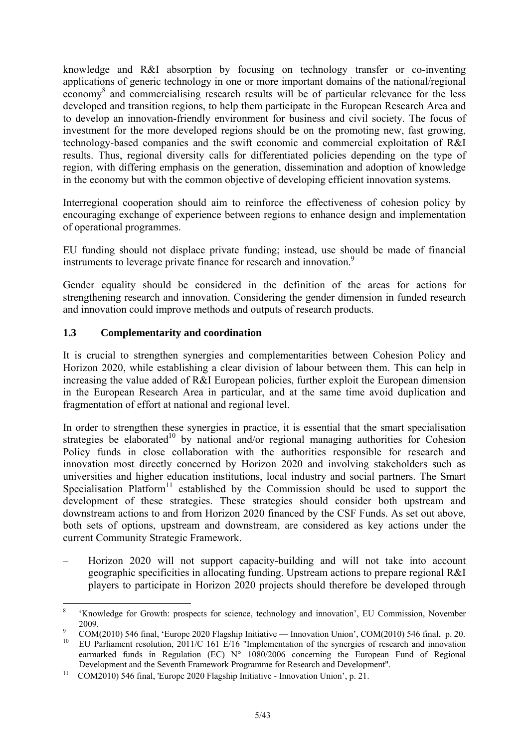knowledge and R&I absorption by focusing on technology transfer or co-inventing applications of generic technology in one or more important domains of the national/regional economy[8] and commercialising research results will be of particular relevance for the less developed and transition regions, to help them participate in the European Research Area and to develop an innovation-friendly environment for business and civil society. The focus of investment for the more developed regions should be on the promoting new, fast growing, technology-based companies and the swift economic and commercial exploitation of R&I results. Thus, regional diversity calls for differentiated policies depending on the type of region, with differing emphasis on the generation, dissemination and adoption of knowledge in the economy but with the common objective of developing efficient innovation systems.

Interregional cooperation should aim to reinforce the effectiveness of cohesion policy by encouraging exchange of experience between regions to enhance design and implementation of operational programmes.

EU funding should not displace private funding; instead, use should be made of financial instruments to leverage private finance for research and innovation.[9]

Gender equality should be considered in the definition of the areas for actions for strengthening research and innovation. Considering the gender dimension in funded research and innovation could improve methods and outputs of research products.

### 1.3 Complementarity and coordination

It is crucial to strengthen synergies and complementarities between Cohesion Policy and Horizon 2020, while establishing a clear division of labour between them. This can help in increasing the value added of R&I European policies, further exploit the European dimension in the European Research Area in particular, and at the same time avoid duplication and fragmentation of effort at national and regional level.

In order to strengthen these synergies in practice, it is essential that the smart specialisation strategies be elaborated[10] by national and/or regional managing authorities for Cohesion Policy funds in close collaboration with the authorities responsible for research and innovation most directly concerned by Horizon 2020 and involving stakeholders such as universities and higher education institutions, local industry and social partners. The Smart Specialisation Platform[11] established by the Commission should be used to support the development of these strategies. These strategies should consider both upstream and downstream actions to and from Horizon 2020 financed by the CSF Funds. As set out above, both sets of options, upstream and downstream, are considered as key actions under the current Community Strategic Framework.

– Horizon 2020 will not support capacity-building and will not take into account geographic specificities in allocating funding. Upstream actions to prepare regional R&I players to participate in Horizon 2020 projects should therefore be developed through

---

[8] 'Knowledge for Growth: prospects for science, technology and innovation', EU Commission, November 2009.

[9] COM(2010) 546 final, 'Europe 2020 Flagship Initiative — Innovation Union', COM(2010) 546 final, p. 20.

[10] EU Parliament resolution, 2011/C 161 E/16 "Implementation of the synergies of research and innovation earmarked funds in Regulation (EC) N° 1080/2006 concerning the European Fund of Regional Development and the Seventh Framework Programme for Research and Development".

[11] COM2010) 546 final, 'Europe 2020 Flagship Initiative - Innovation Union', p. 21.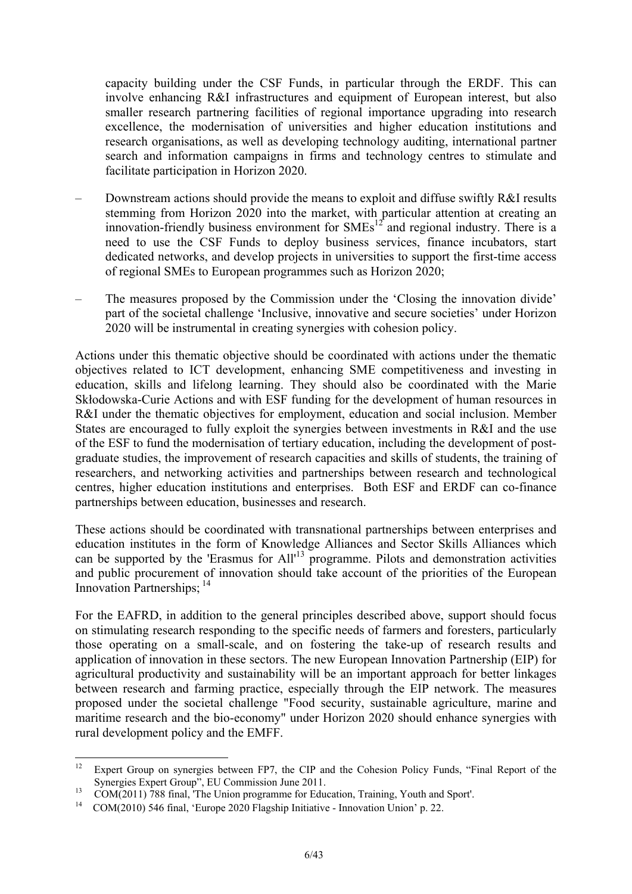capacity building under the CSF Funds, in particular through the ERDF. This can involve enhancing R&I infrastructures and equipment of European interest, but also smaller research partnering facilities of regional importance upgrading into research excellence, the modernisation of universities and higher education institutions and research organisations, as well as developing technology auditing, international partner search and information campaigns in firms and technology centres to stimulate and facilitate participation in Horizon 2020.

– Downstream actions should provide the means to exploit and diffuse swiftly R&I results stemming from Horizon 2020 into the market, with particular attention at creating an innovation-friendly business environment for SMEs[12] and regional industry. There is a need to use the CSF Funds to deploy business services, finance incubators, start dedicated networks, and develop projects in universities to support the first-time access of regional SMEs to European programmes such as Horizon 2020;

– The measures proposed by the Commission under the 'Closing the innovation divide' part of the societal challenge 'Inclusive, innovative and secure societies' under Horizon 2020 will be instrumental in creating synergies with cohesion policy.

Actions under this thematic objective should be coordinated with actions under the thematic objectives related to ICT development, enhancing SME competitiveness and investing in education, skills and lifelong learning. They should also be coordinated with the Marie Skłodowska-Curie Actions and with ESF funding for the development of human resources in R&I under the thematic objectives for employment, education and social inclusion. Member States are encouraged to fully exploit the synergies between investments in R&I and the use of the ESF to fund the modernisation of tertiary education, including the development of post-graduate studies, the improvement of research capacities and skills of students, the training of researchers, and networking activities and partnerships between research and technological centres, higher education institutions and enterprises. Both ESF and ERDF can co-finance partnerships between education, businesses and research.

These actions should be coordinated with transnational partnerships between enterprises and education institutes in the form of Knowledge Alliances and Sector Skills Alliances which can be supported by the 'Erasmus for All'[13] programme. Pilots and demonstration activities and public procurement of innovation should take account of the priorities of the European Innovation Partnerships; [14]

For the EAFRD, in addition to the general principles described above, support should focus on stimulating research responding to the specific needs of farmers and foresters, particularly those operating on a small-scale, and on fostering the take-up of research results and application of innovation in these sectors. The new European Innovation Partnership (EIP) for agricultural productivity and sustainability will be an important approach for better linkages between research and farming practice, especially through the EIP network. The measures proposed under the societal challenge "Food security, sustainable agriculture, marine and maritime research and the bio-economy" under Horizon 2020 should enhance synergies with rural development policy and the EMFF.

---

[12] Expert Group on synergies between FP7, the CIP and the Cohesion Policy Funds, "Final Report of the Synergies Expert Group", EU Commission June 2011.

[13] COM(2011) 788 final, 'The Union programme for Education, Training, Youth and Sport'.

[14] COM(2010) 546 final, 'Europe 2020 Flagship Initiative - Innovation Union' p. 22.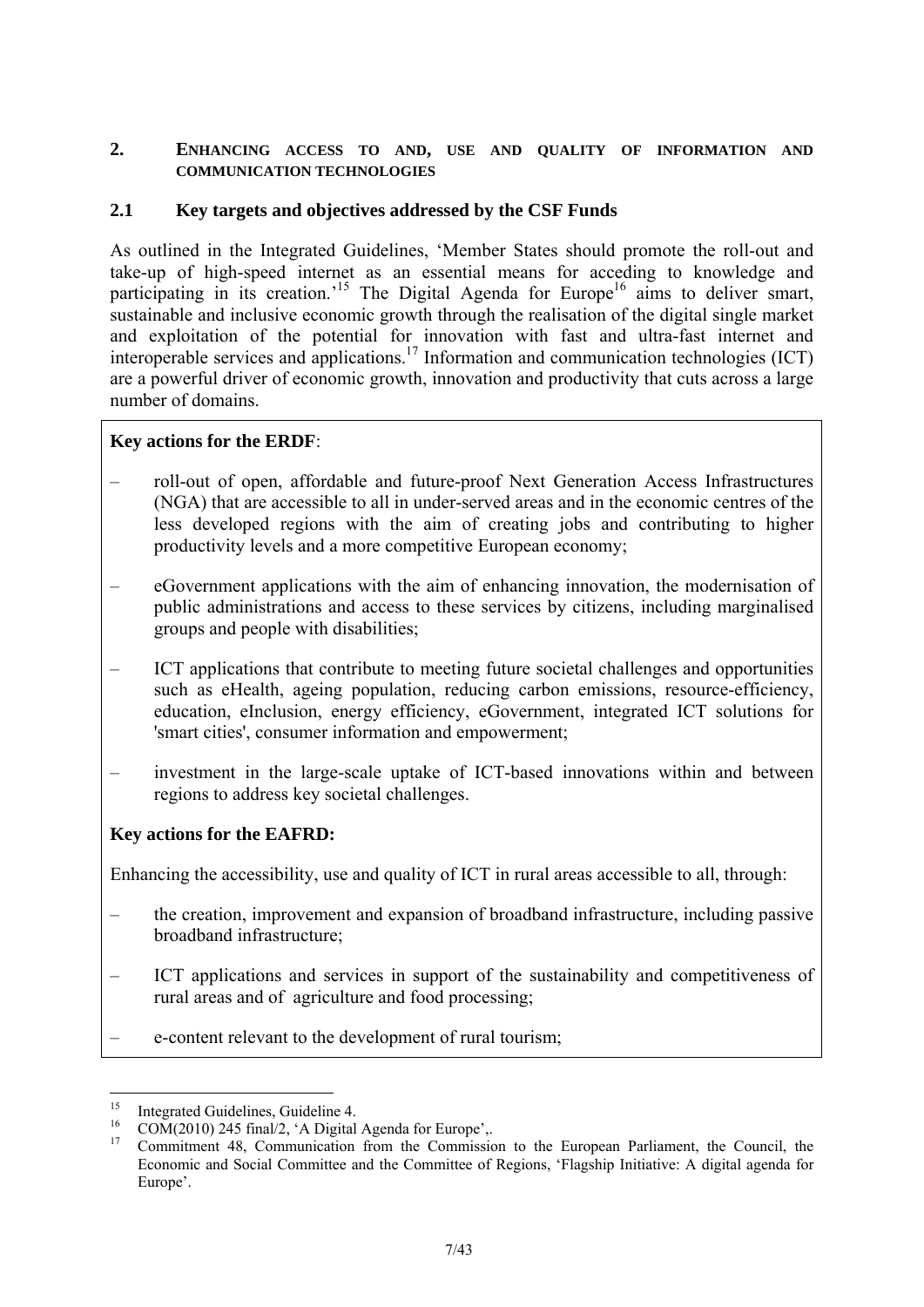## 2. ENHANCING ACCESS TO AND, USE AND QUALITY OF INFORMATION AND COMMUNICATION TECHNOLOGIES

### 2.1 Key targets and objectives addressed by the CSF Funds

As outlined in the Integrated Guidelines, 'Member States should promote the roll-out and take-up of high-speed internet as an essential means for acceding to knowledge and participating in its creation.'[15] The Digital Agenda for Europe[16] aims to deliver smart, sustainable and inclusive economic growth through the realisation of the digital single market and exploitation of the potential for innovation with fast and ultra-fast internet and interoperable services and applications.[17] Information and communication technologies (ICT) are a powerful driver of economic growth, innovation and productivity that cuts across a large number of domains.

**Key actions for the ERDF**:

- roll-out of open, affordable and future-proof Next Generation Access Infrastructures (NGA) that are accessible to all in under-served areas and in the economic centres of the less developed regions with the aim of creating jobs and contributing to higher productivity levels and a more competitive European economy;
- eGovernment applications with the aim of enhancing innovation, the modernisation of public administrations and access to these services by citizens, including marginalised groups and people with disabilities;
- ICT applications that contribute to meeting future societal challenges and opportunities such as eHealth, ageing population, reducing carbon emissions, resource-efficiency, education, eInclusion, energy efficiency, eGovernment, integrated ICT solutions for 'smart cities', consumer information and empowerment;
- investment in the large-scale uptake of ICT-based innovations within and between regions to address key societal challenges.

**Key actions for the EAFRD:**

Enhancing the accessibility, use and quality of ICT in rural areas accessible to all, through:

- the creation, improvement and expansion of broadband infrastructure, including passive broadband infrastructure;
- ICT applications and services in support of the sustainability and competitiveness of rural areas and of agriculture and food processing;
- e-content relevant to the development of rural tourism;

---

[15] Integrated Guidelines, Guideline 4.

[16] COM(2010) 245 final/2, 'A Digital Agenda for Europe',.

[17] Commitment 48, Communication from the Commission to the European Parliament, the Council, the Economic and Social Committee and the Committee of Regions, 'Flagship Initiative: A digital agenda for Europe'.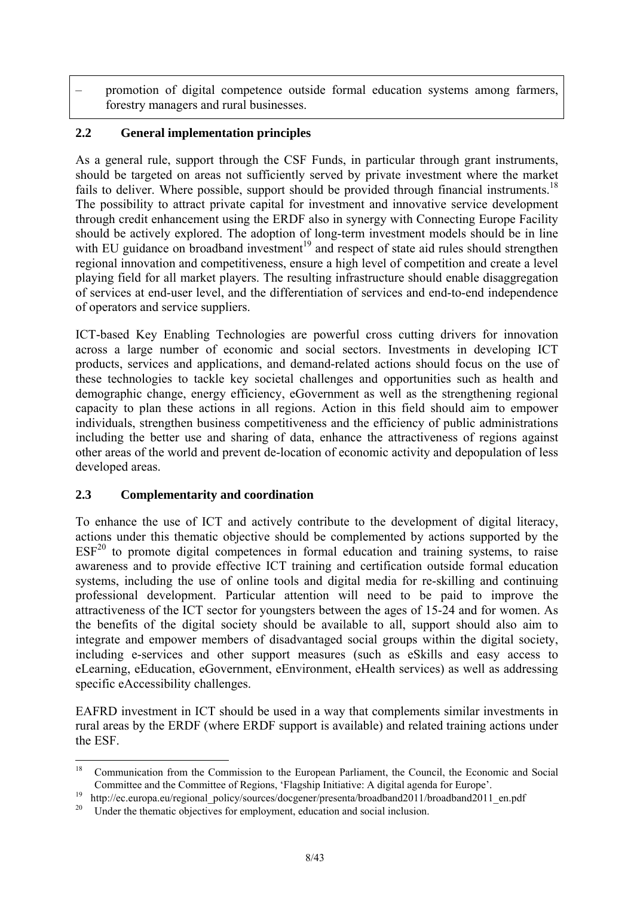– promotion of digital competence outside formal education systems among farmers, forestry managers and rural businesses.

### 2.2 General implementation principles

As a general rule, support through the CSF Funds, in particular through grant instruments, should be targeted on areas not sufficiently served by private investment where the market fails to deliver. Where possible, support should be provided through financial instruments.[18] The possibility to attract private capital for investment and innovative service development through credit enhancement using the ERDF also in synergy with Connecting Europe Facility should be actively explored. The adoption of long-term investment models should be in line with EU guidance on broadband investment[19] and respect of state aid rules should strengthen regional innovation and competitiveness, ensure a high level of competition and create a level playing field for all market players. The resulting infrastructure should enable disaggregation of services at end-user level, and the differentiation of services and end-to-end independence of operators and service suppliers.

ICT-based Key Enabling Technologies are powerful cross cutting drivers for innovation across a large number of economic and social sectors. Investments in developing ICT products, services and applications, and demand-related actions should focus on the use of these technologies to tackle key societal challenges and opportunities such as health and demographic change, energy efficiency, eGovernment as well as the strengthening regional capacity to plan these actions in all regions. Action in this field should aim to empower individuals, strengthen business competitiveness and the efficiency of public administrations including the better use and sharing of data, enhance the attractiveness of regions against other areas of the world and prevent de-location of economic activity and depopulation of less developed areas.

### 2.3 Complementarity and coordination

To enhance the use of ICT and actively contribute to the development of digital literacy, actions under this thematic objective should be complemented by actions supported by the ESF[20] to promote digital competences in formal education and training systems, to raise awareness and to provide effective ICT training and certification outside formal education systems, including the use of online tools and digital media for re-skilling and continuing professional development. Particular attention will need to be paid to improve the attractiveness of the ICT sector for youngsters between the ages of 15-24 and for women. As the benefits of the digital society should be available to all, support should also aim to integrate and empower members of disadvantaged social groups within the digital society, including e-services and other support measures (such as eSkills and easy access to eLearning, eEducation, eGovernment, eEnvironment, eHealth services) as well as addressing specific eAccessibility challenges.

EAFRD investment in ICT should be used in a way that complements similar investments in rural areas by the ERDF (where ERDF support is available) and related training actions under the ESF.

---

[18] Communication from the Commission to the European Parliament, the Council, the Economic and Social Committee and the Committee of Regions, 'Flagship Initiative: A digital agenda for Europe'.

[19] http://ec.europa.eu/regional_policy/sources/docgener/presenta/broadband2011/broadband2011_en.pdf

[20] Under the thematic objectives for employment, education and social inclusion.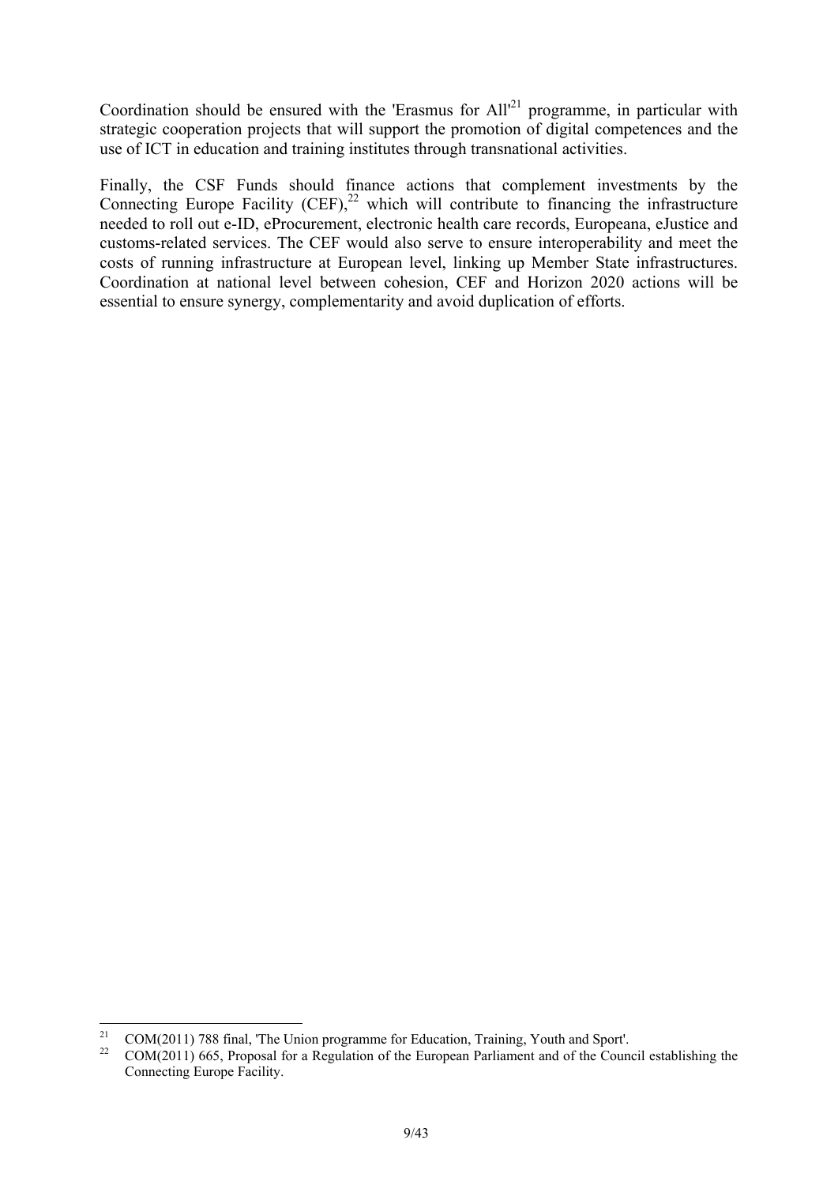Coordination should be ensured with the 'Erasmus for All'[21] programme, in particular with strategic cooperation projects that will support the promotion of digital competences and the use of ICT in education and training institutes through transnational activities.

Finally, the CSF Funds should finance actions that complement investments by the Connecting Europe Facility (CEF),[22] which will contribute to financing the infrastructure needed to roll out e-ID, eProcurement, electronic health care records, Europeana, eJustice and customs-related services. The CEF would also serve to ensure interoperability and meet the costs of running infrastructure at European level, linking up Member State infrastructures. Coordination at national level between cohesion, CEF and Horizon 2020 actions will be essential to ensure synergy, complementarity and avoid duplication of efforts.

---

[21] COM(2011) 788 final, 'The Union programme for Education, Training, Youth and Sport'.

[22] COM(2011) 665, Proposal for a Regulation of the European Parliament and of the Council establishing the Connecting Europe Facility.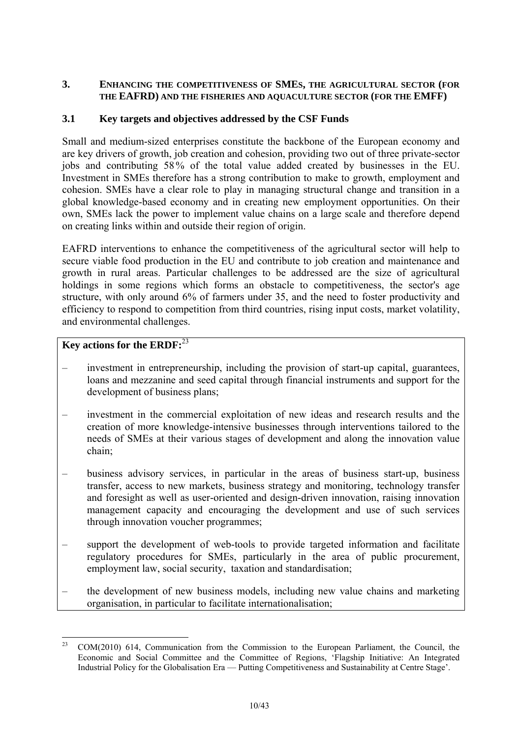## 3. ENHANCING THE COMPETITIVENESS OF SMES, THE AGRICULTURAL SECTOR (FOR THE EAFRD) AND THE FISHERIES AND AQUACULTURE SECTOR (FOR THE EMFF)

### 3.1 Key targets and objectives addressed by the CSF Funds

Small and medium-sized enterprises constitute the backbone of the European economy and are key drivers of growth, job creation and cohesion, providing two out of three private-sector jobs and contributing 58 % of the total value added created by businesses in the EU. Investment in SMEs therefore has a strong contribution to make to growth, employment and cohesion. SMEs have a clear role to play in managing structural change and transition in a global knowledge-based economy and in creating new employment opportunities. On their own, SMEs lack the power to implement value chains on a large scale and therefore depend on creating links within and outside their region of origin.

EAFRD interventions to enhance the competitiveness of the agricultural sector will help to secure viable food production in the EU and contribute to job creation and maintenance and growth in rural areas. Particular challenges to be addressed are the size of agricultural holdings in some regions which forms an obstacle to competitiveness, the sector's age structure, with only around 6% of farmers under 35, and the need to foster productivity and efficiency to respond to competition from third countries, rising input costs, market volatility, and environmental challenges.

**Key actions for the ERDF:**[23]

- investment in entrepreneurship, including the provision of start-up capital, guarantees, loans and mezzanine and seed capital through financial instruments and support for the development of business plans;
- investment in the commercial exploitation of new ideas and research results and the creation of more knowledge-intensive businesses through interventions tailored to the needs of SMEs at their various stages of development and along the innovation value chain;
- business advisory services, in particular in the areas of business start-up, business transfer, access to new markets, business strategy and monitoring, technology transfer and foresight as well as user-oriented and design-driven innovation, raising innovation management capacity and encouraging the development and use of such services through innovation voucher programmes;
- support the development of web-tools to provide targeted information and facilitate regulatory procedures for SMEs, particularly in the area of public procurement, employment law, social security, taxation and standardisation;
- the development of new business models, including new value chains and marketing organisation, in particular to facilitate internationalisation;

[23] COM(2010) 614, Communication from the Commission to the European Parliament, the Council, the Economic and Social Committee and the Committee of Regions, 'Flagship Initiative: An Integrated Industrial Policy for the Globalisation Era — Putting Competitiveness and Sustainability at Centre Stage'.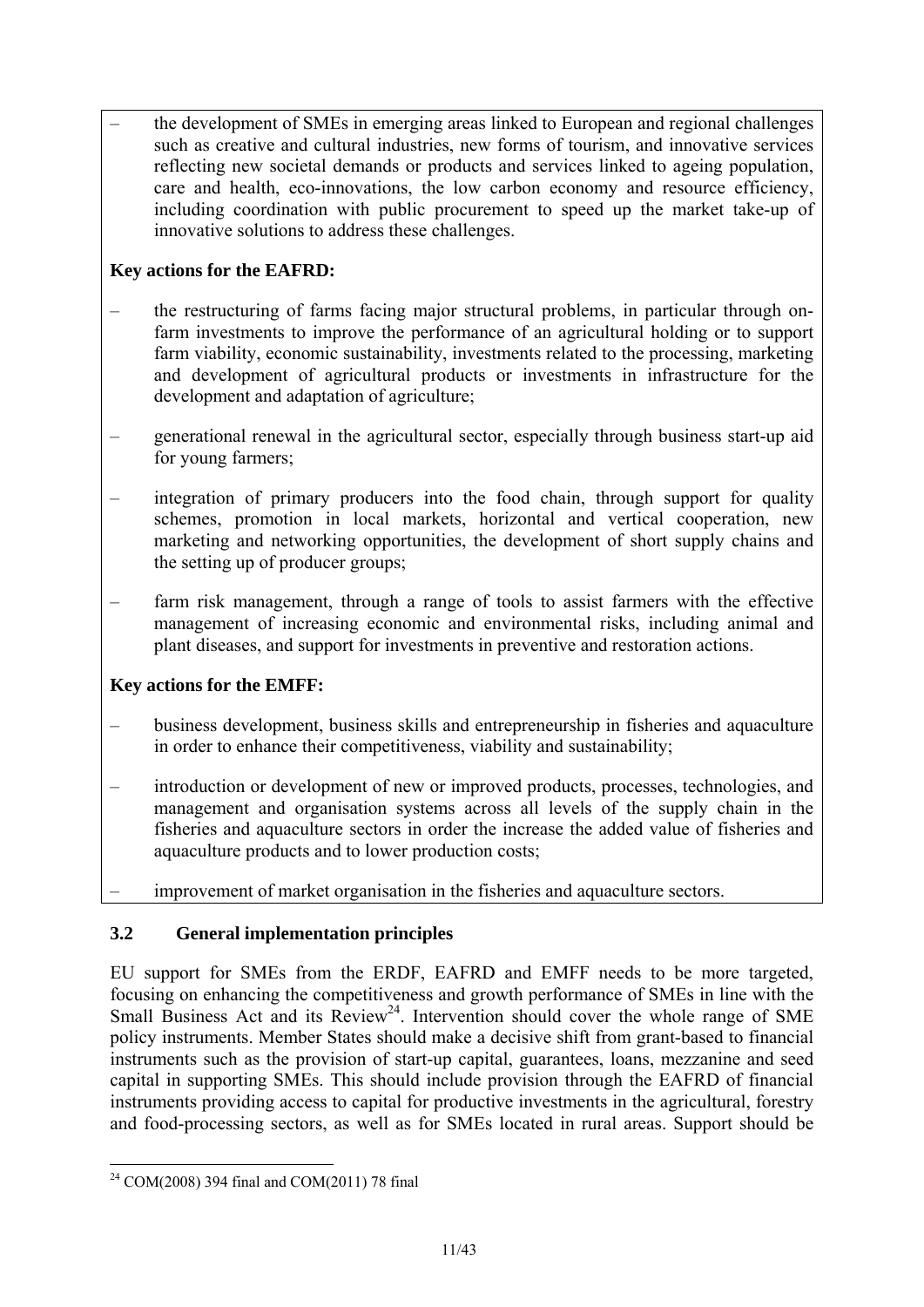- the development of SMEs in emerging areas linked to European and regional challenges such as creative and cultural industries, new forms of tourism, and innovative services reflecting new societal demands or products and services linked to ageing population, care and health, eco-innovations, the low carbon economy and resource efficiency, including coordination with public procurement to speed up the market take-up of innovative solutions to address these challenges.

**Key actions for the EAFRD:**

- the restructuring of farms facing major structural problems, in particular through on-farm investments to improve the performance of an agricultural holding or to support farm viability, economic sustainability, investments related to the processing, marketing and development of agricultural products or investments in infrastructure for the development and adaptation of agriculture;
- generational renewal in the agricultural sector, especially through business start-up aid for young farmers;
- integration of primary producers into the food chain, through support for quality schemes, promotion in local markets, horizontal and vertical cooperation, new marketing and networking opportunities, the development of short supply chains and the setting up of producer groups;
- farm risk management, through a range of tools to assist farmers with the effective management of increasing economic and environmental risks, including animal and plant diseases, and support for investments in preventive and restoration actions.

**Key actions for the EMFF:**

- business development, business skills and entrepreneurship in fisheries and aquaculture in order to enhance their competitiveness, viability and sustainability;
- introduction or development of new or improved products, processes, technologies, and management and organisation systems across all levels of the supply chain in the fisheries and aquaculture sectors in order the increase the added value of fisheries and aquaculture products and to lower production costs;
- improvement of market organisation in the fisheries and aquaculture sectors.

### 3.2 General implementation principles

EU support for SMEs from the ERDF, EAFRD and EMFF needs to be more targeted, focusing on enhancing the competitiveness and growth performance of SMEs in line with the Small Business Act and its Review[24]. Intervention should cover the whole range of SME policy instruments. Member States should make a decisive shift from grant-based to financial instruments such as the provision of start-up capital, guarantees, loans, mezzanine and seed capital in supporting SMEs. This should include provision through the EAFRD of financial instruments providing access to capital for productive investments in the agricultural, forestry and food-processing sectors, as well as for SMEs located in rural areas. Support should be

[24] COM(2008) 394 final and COM(2011) 78 final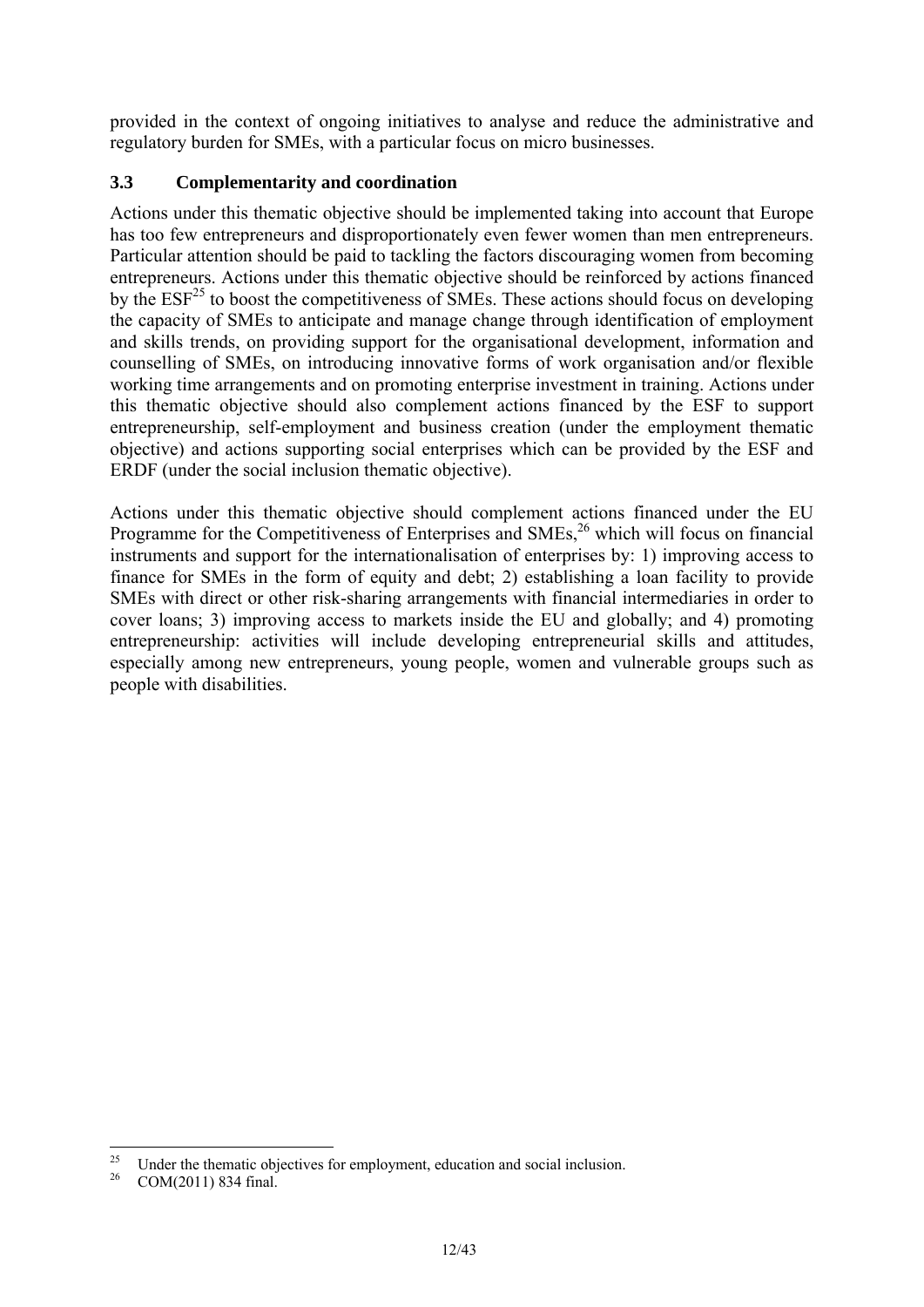provided in the context of ongoing initiatives to analyse and reduce the administrative and regulatory burden for SMEs, with a particular focus on micro businesses.

### 3.3 Complementarity and coordination

Actions under this thematic objective should be implemented taking into account that Europe has too few entrepreneurs and disproportionately even fewer women than men entrepreneurs. Particular attention should be paid to tackling the factors discouraging women from becoming entrepreneurs. Actions under this thematic objective should be reinforced by actions financed by the ESF[25] to boost the competitiveness of SMEs. These actions should focus on developing the capacity of SMEs to anticipate and manage change through identification of employment and skills trends, on providing support for the organisational development, information and counselling of SMEs, on introducing innovative forms of work organisation and/or flexible working time arrangements and on promoting enterprise investment in training. Actions under this thematic objective should also complement actions financed by the ESF to support entrepreneurship, self-employment and business creation (under the employment thematic objective) and actions supporting social enterprises which can be provided by the ESF and ERDF (under the social inclusion thematic objective).

Actions under this thematic objective should complement actions financed under the EU Programme for the Competitiveness of Enterprises and SMEs,[26] which will focus on financial instruments and support for the internationalisation of enterprises by: 1) improving access to finance for SMEs in the form of equity and debt; 2) establishing a loan facility to provide SMEs with direct or other risk-sharing arrangements with financial intermediaries in order to cover loans; 3) improving access to markets inside the EU and globally; and 4) promoting entrepreneurship: activities will include developing entrepreneurial skills and attitudes, especially among new entrepreneurs, young people, women and vulnerable groups such as people with disabilities.

---

[25] Under the thematic objectives for employment, education and social inclusion.

[26] COM(2011) 834 final.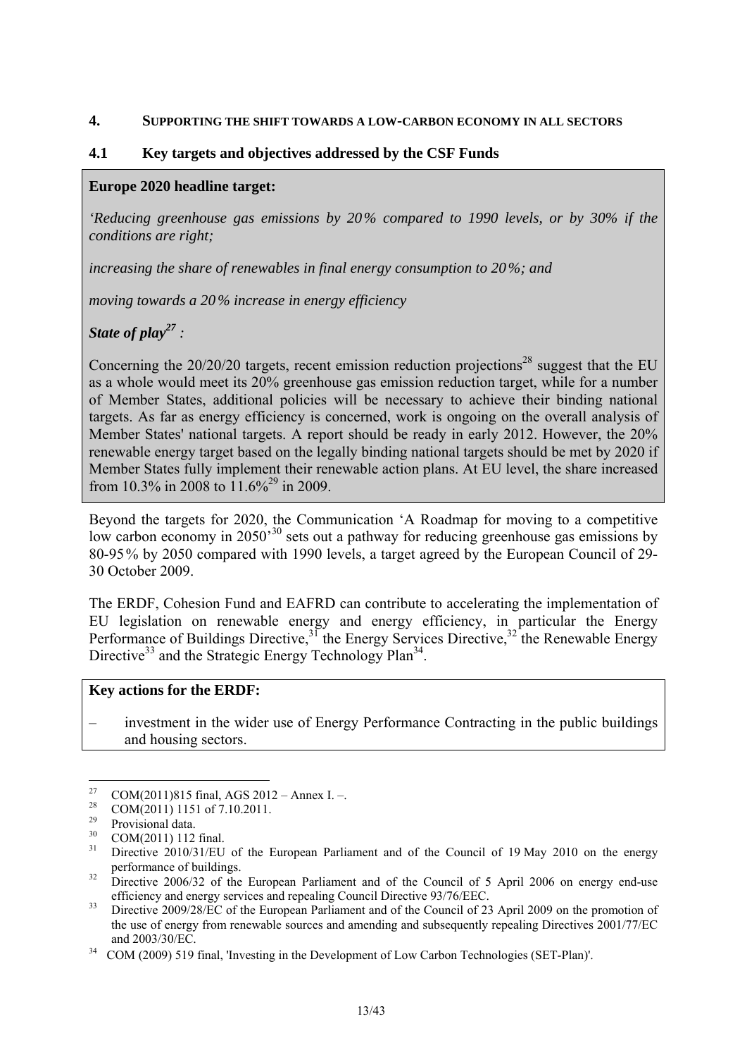## 4. SUPPORTING THE SHIFT TOWARDS A LOW-CARBON ECONOMY IN ALL SECTORS

### 4.1 Key targets and objectives addressed by the CSF Funds

**Europe 2020 headline target:**

*'Reducing greenhouse gas emissions by 20% compared to 1990 levels, or by 30% if the conditions are right;*

*increasing the share of renewables in final energy consumption to 20%; and*

*moving towards a 20% increase in energy efficiency*

***State of play[27] :***

Concerning the 20/20/20 targets, recent emission reduction projections[28] suggest that the EU as a whole would meet its 20% greenhouse gas emission reduction target, while for a number of Member States, additional policies will be necessary to achieve their binding national targets. As far as energy efficiency is concerned, work is ongoing on the overall analysis of Member States' national targets. A report should be ready in early 2012. However, the 20% renewable energy target based on the legally binding national targets should be met by 2020 if Member States fully implement their renewable action plans. At EU level, the share increased from 10.3% in 2008 to 11.6%[29] in 2009.

Beyond the targets for 2020, the Communication 'A Roadmap for moving to a competitive low carbon economy in 2050'[30] sets out a pathway for reducing greenhouse gas emissions by 80-95% by 2050 compared with 1990 levels, a target agreed by the European Council of 29-30 October 2009.

The ERDF, Cohesion Fund and EAFRD can contribute to accelerating the implementation of EU legislation on renewable energy and energy efficiency, in particular the Energy Performance of Buildings Directive,[31] the Energy Services Directive,[32] the Renewable Energy Directive[33] and the Strategic Energy Technology Plan[34].

**Key actions for the ERDF:**

– investment in the wider use of Energy Performance Contracting in the public buildings and housing sectors.

---

[27] COM(2011)815 final, AGS 2012 – Annex I. –.

[28] COM(2011) 1151 of 7.10.2011.

[29] Provisional data.

[30] COM(2011) 112 final.

[31] Directive 2010/31/EU of the European Parliament and of the Council of 19 May 2010 on the energy performance of buildings.

[32] Directive 2006/32 of the European Parliament and of the Council of 5 April 2006 on energy end-use efficiency and energy services and repealing Council Directive 93/76/EEC.

[33] Directive 2009/28/EC of the European Parliament and of the Council of 23 April 2009 on the promotion of the use of energy from renewable sources and amending and subsequently repealing Directives 2001/77/EC and 2003/30/EC.

[34] COM (2009) 519 final, 'Investing in the Development of Low Carbon Technologies (SET-Plan)'.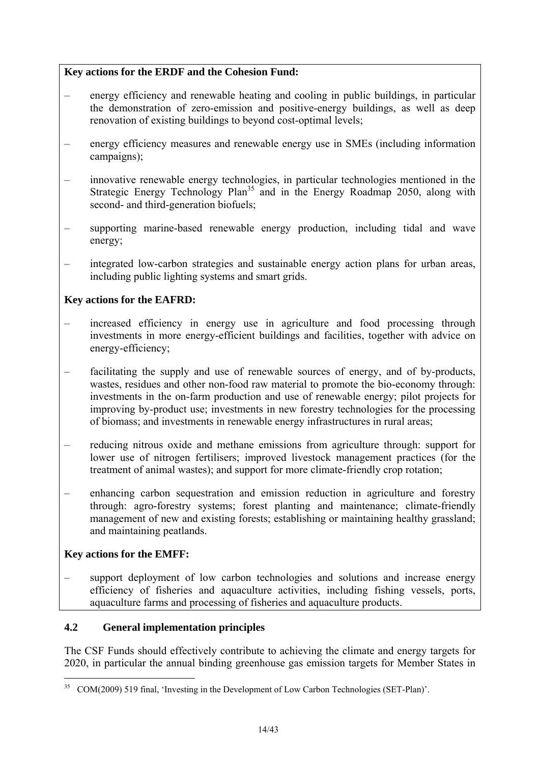**Key actions for the ERDF and the Cohesion Fund:**

- energy efficiency and renewable heating and cooling in public buildings, in particular the demonstration of zero-emission and positive-energy buildings, as well as deep renovation of existing buildings to beyond cost-optimal levels;
- energy efficiency measures and renewable energy use in SMEs (including information campaigns);
- innovative renewable energy technologies, in particular technologies mentioned in the Strategic Energy Technology Plan[35] and in the Energy Roadmap 2050, along with second- and third-generation biofuels;
- supporting marine-based renewable energy production, including tidal and wave energy;
- integrated low-carbon strategies and sustainable energy action plans for urban areas, including public lighting systems and smart grids.

**Key actions for the EAFRD:**

- increased efficiency in energy use in agriculture and food processing through investments in more energy-efficient buildings and facilities, together with advice on energy-efficiency;
- facilitating the supply and use of renewable sources of energy, and of by-products, wastes, residues and other non-food raw material to promote the bio-economy through: investments in the on-farm production and use of renewable energy; pilot projects for improving by-product use; investments in new forestry technologies for the processing of biomass; and investments in renewable energy infrastructures in rural areas;
- reducing nitrous oxide and methane emissions from agriculture through: support for lower use of nitrogen fertilisers; improved livestock management practices (for the treatment of animal wastes); and support for more climate-friendly crop rotation;
- enhancing carbon sequestration and emission reduction in agriculture and forestry through: agro-forestry systems; forest planting and maintenance; climate-friendly management of new and existing forests; establishing or maintaining healthy grassland; and maintaining peatlands.

**Key actions for the EMFF:**

- support deployment of low carbon technologies and solutions and increase energy efficiency of fisheries and aquaculture activities, including fishing vessels, ports, aquaculture farms and processing of fisheries and aquaculture products.

### 4.2 General implementation principles

The CSF Funds should effectively contribute to achieving the climate and energy targets for 2020, in particular the annual binding greenhouse gas emission targets for Member States in

[35] COM(2009) 519 final, 'Investing in the Development of Low Carbon Technologies (SET-Plan)'.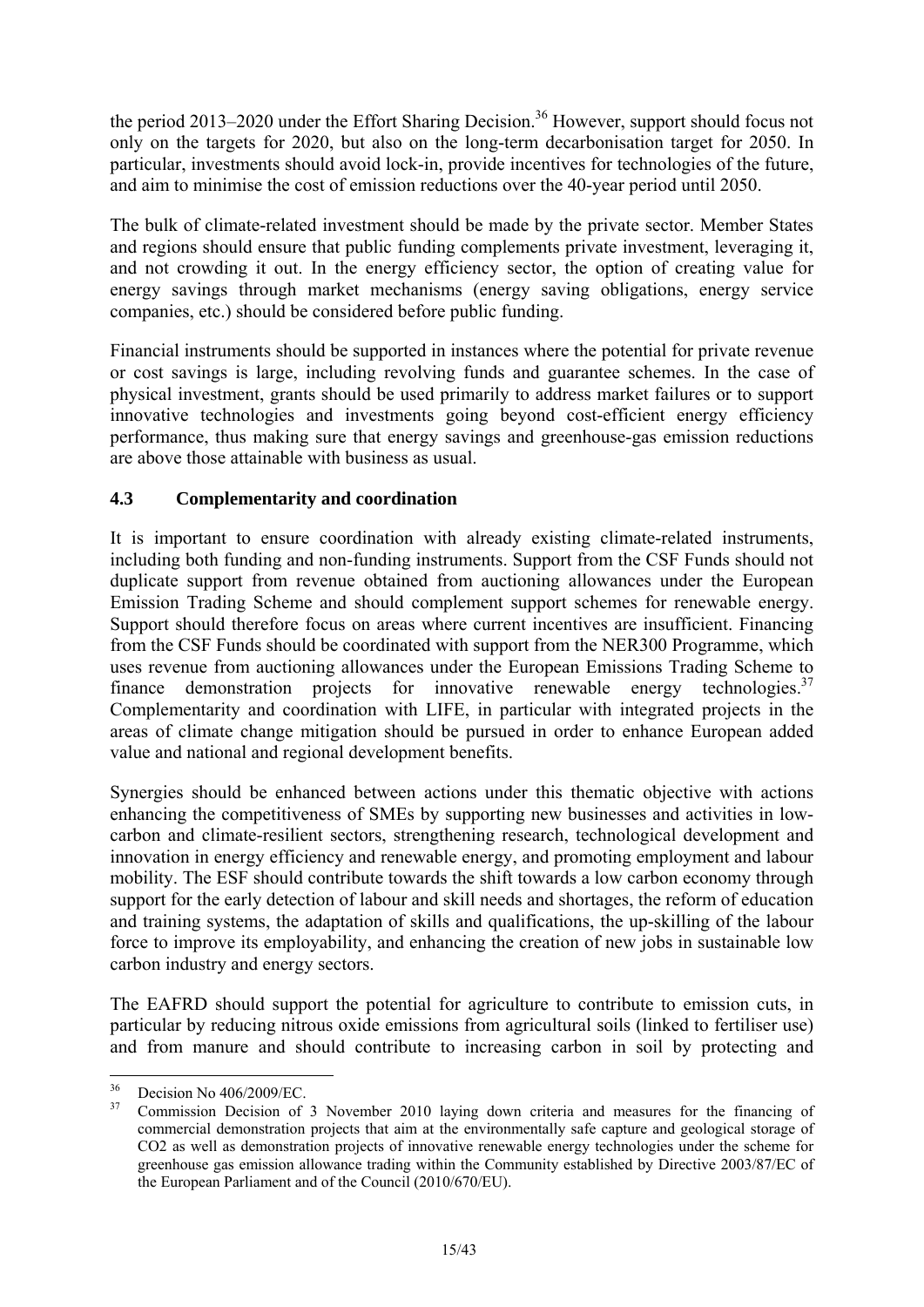the period 2013–2020 under the Effort Sharing Decision.[36] However, support should focus not only on the targets for 2020, but also on the long-term decarbonisation target for 2050. In particular, investments should avoid lock-in, provide incentives for technologies of the future, and aim to minimise the cost of emission reductions over the 40-year period until 2050.

The bulk of climate-related investment should be made by the private sector. Member States and regions should ensure that public funding complements private investment, leveraging it, and not crowding it out. In the energy efficiency sector, the option of creating value for energy savings through market mechanisms (energy saving obligations, energy service companies, etc.) should be considered before public funding.

Financial instruments should be supported in instances where the potential for private revenue or cost savings is large, including revolving funds and guarantee schemes. In the case of physical investment, grants should be used primarily to address market failures or to support innovative technologies and investments going beyond cost-efficient energy efficiency performance, thus making sure that energy savings and greenhouse-gas emission reductions are above those attainable with business as usual.

### 4.3 Complementarity and coordination

It is important to ensure coordination with already existing climate-related instruments, including both funding and non-funding instruments. Support from the CSF Funds should not duplicate support from revenue obtained from auctioning allowances under the European Emission Trading Scheme and should complement support schemes for renewable energy. Support should therefore focus on areas where current incentives are insufficient. Financing from the CSF Funds should be coordinated with support from the NER300 Programme, which uses revenue from auctioning allowances under the European Emissions Trading Scheme to finance demonstration projects for innovative renewable energy technologies.[37] Complementarity and coordination with LIFE, in particular with integrated projects in the areas of climate change mitigation should be pursued in order to enhance European added value and national and regional development benefits.

Synergies should be enhanced between actions under this thematic objective with actions enhancing the competitiveness of SMEs by supporting new businesses and activities in low-carbon and climate-resilient sectors, strengthening research, technological development and innovation in energy efficiency and renewable energy, and promoting employment and labour mobility. The ESF should contribute towards the shift towards a low carbon economy through support for the early detection of labour and skill needs and shortages, the reform of education and training systems, the adaptation of skills and qualifications, the up-skilling of the labour force to improve its employability, and enhancing the creation of new jobs in sustainable low carbon industry and energy sectors.

The EAFRD should support the potential for agriculture to contribute to emission cuts, in particular by reducing nitrous oxide emissions from agricultural soils (linked to fertiliser use) and from manure and should contribute to increasing carbon in soil by protecting and

---

[36] Decision No 406/2009/EC.

[37] Commission Decision of 3 November 2010 laying down criteria and measures for the financing of commercial demonstration projects that aim at the environmentally safe capture and geological storage of $CO_2$ as well as demonstration projects of innovative renewable energy technologies under the scheme for greenhouse gas emission allowance trading within the Community established by Directive 2003/87/EC of the European Parliament and of the Council (2010/670/EU).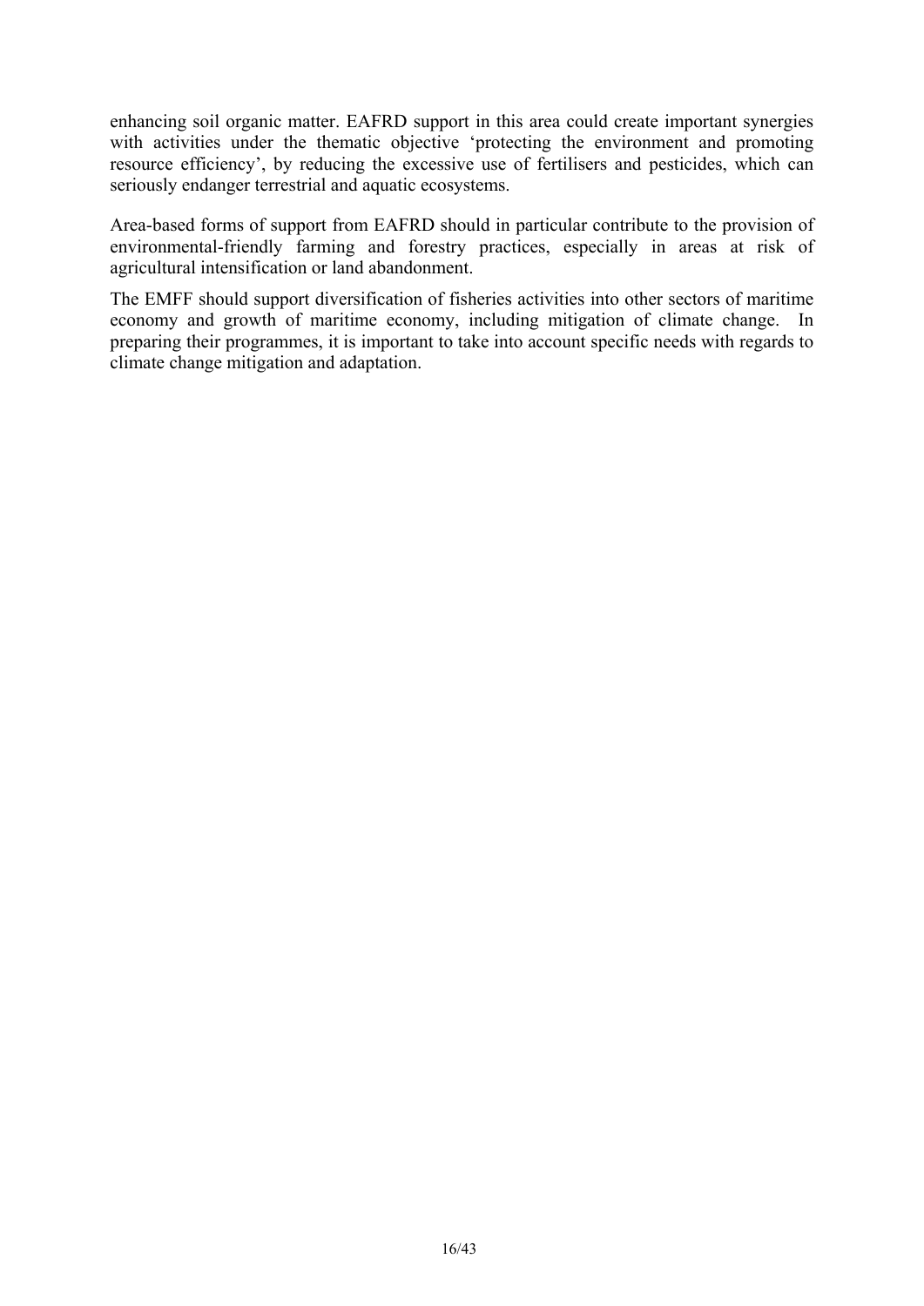enhancing soil organic matter. EAFRD support in this area could create important synergies with activities under the thematic objective 'protecting the environment and promoting resource efficiency', by reducing the excessive use of fertilisers and pesticides, which can seriously endanger terrestrial and aquatic ecosystems.

Area-based forms of support from EAFRD should in particular contribute to the provision of environmental-friendly farming and forestry practices, especially in areas at risk of agricultural intensification or land abandonment.

The EMFF should support diversification of fisheries activities into other sectors of maritime economy and growth of maritime economy, including mitigation of climate change. In preparing their programmes, it is important to take into account specific needs with regards to climate change mitigation and adaptation.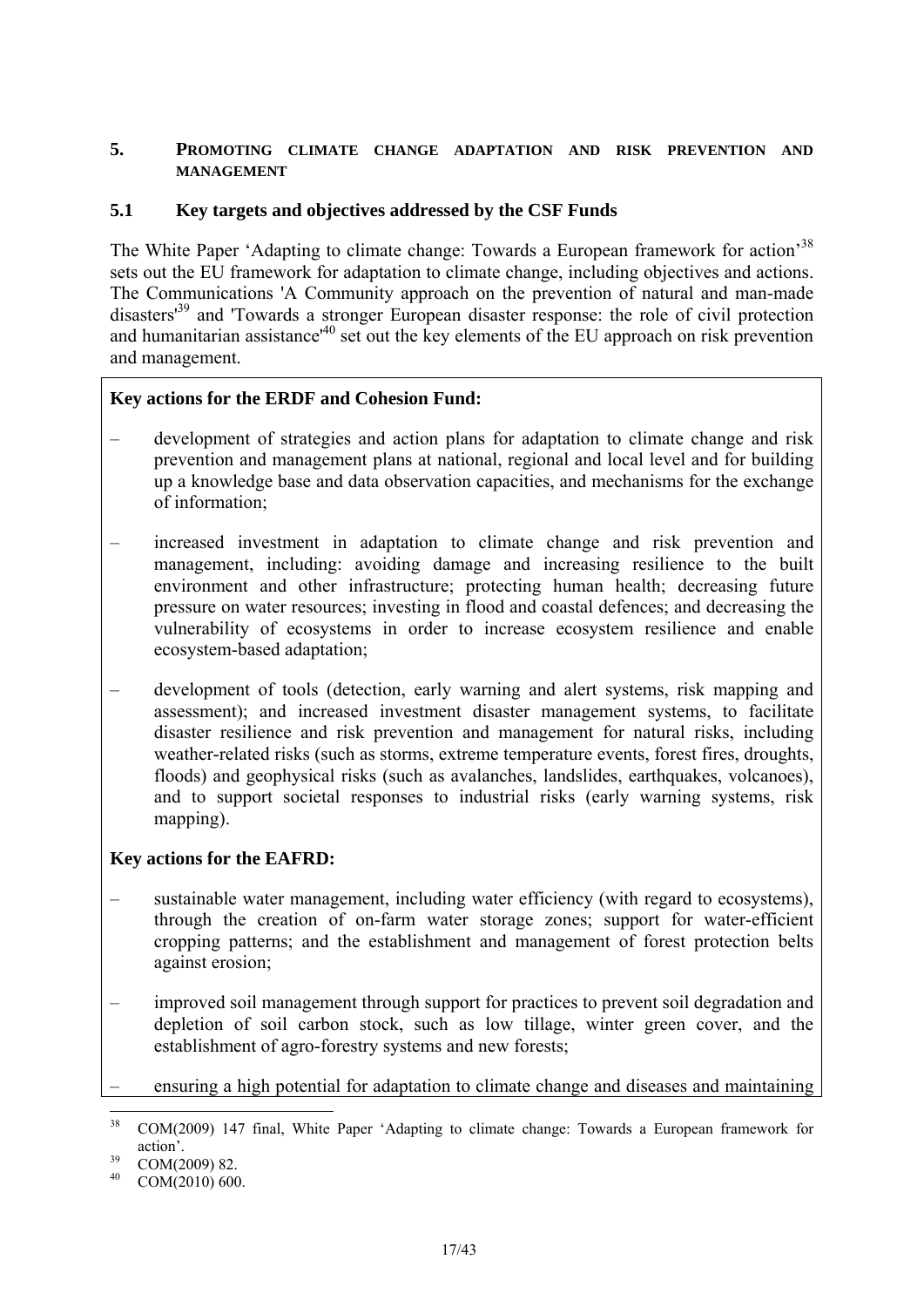## 5. PROMOTING CLIMATE CHANGE ADAPTATION AND RISK PREVENTION AND MANAGEMENT

### 5.1 Key targets and objectives addressed by the CSF Funds

The White Paper 'Adapting to climate change: Towards a European framework for action'[38] sets out the EU framework for adaptation to climate change, including objectives and actions. The Communications 'A Community approach on the prevention of natural and man-made disasters'[39] and 'Towards a stronger European disaster response: the role of civil protection and humanitarian assistance'[40] set out the key elements of the EU approach on risk prevention and management.

**Key actions for the ERDF and Cohesion Fund:**

– development of strategies and action plans for adaptation to climate change and risk prevention and management plans at national, regional and local level and for building up a knowledge base and data observation capacities, and mechanisms for the exchange of information;

– increased investment in adaptation to climate change and risk prevention and management, including: avoiding damage and increasing resilience to the built environment and other infrastructure; protecting human health; decreasing future pressure on water resources; investing in flood and coastal defences; and decreasing the vulnerability of ecosystems in order to increase ecosystem resilience and enable ecosystem-based adaptation;

– development of tools (detection, early warning and alert systems, risk mapping and assessment); and increased investment disaster management systems, to facilitate disaster resilience and risk prevention and management for natural risks, including weather-related risks (such as storms, extreme temperature events, forest fires, droughts, floods) and geophysical risks (such as avalanches, landslides, earthquakes, volcanoes), and to support societal responses to industrial risks (early warning systems, risk mapping).

**Key actions for the EAFRD:**

– sustainable water management, including water efficiency (with regard to ecosystems), through the creation of on-farm water storage zones; support for water-efficient cropping patterns; and the establishment and management of forest protection belts against erosion;

– improved soil management through support for practices to prevent soil degradation and depletion of soil carbon stock, such as low tillage, winter green cover, and the establishment of agro-forestry systems and new forests;

– ensuring a high potential for adaptation to climate change and diseases and maintaining

---

[38] COM(2009) 147 final, White Paper 'Adapting to climate change: Towards a European framework for action'.

[39] COM(2009) 82.

[40] COM(2010) 600.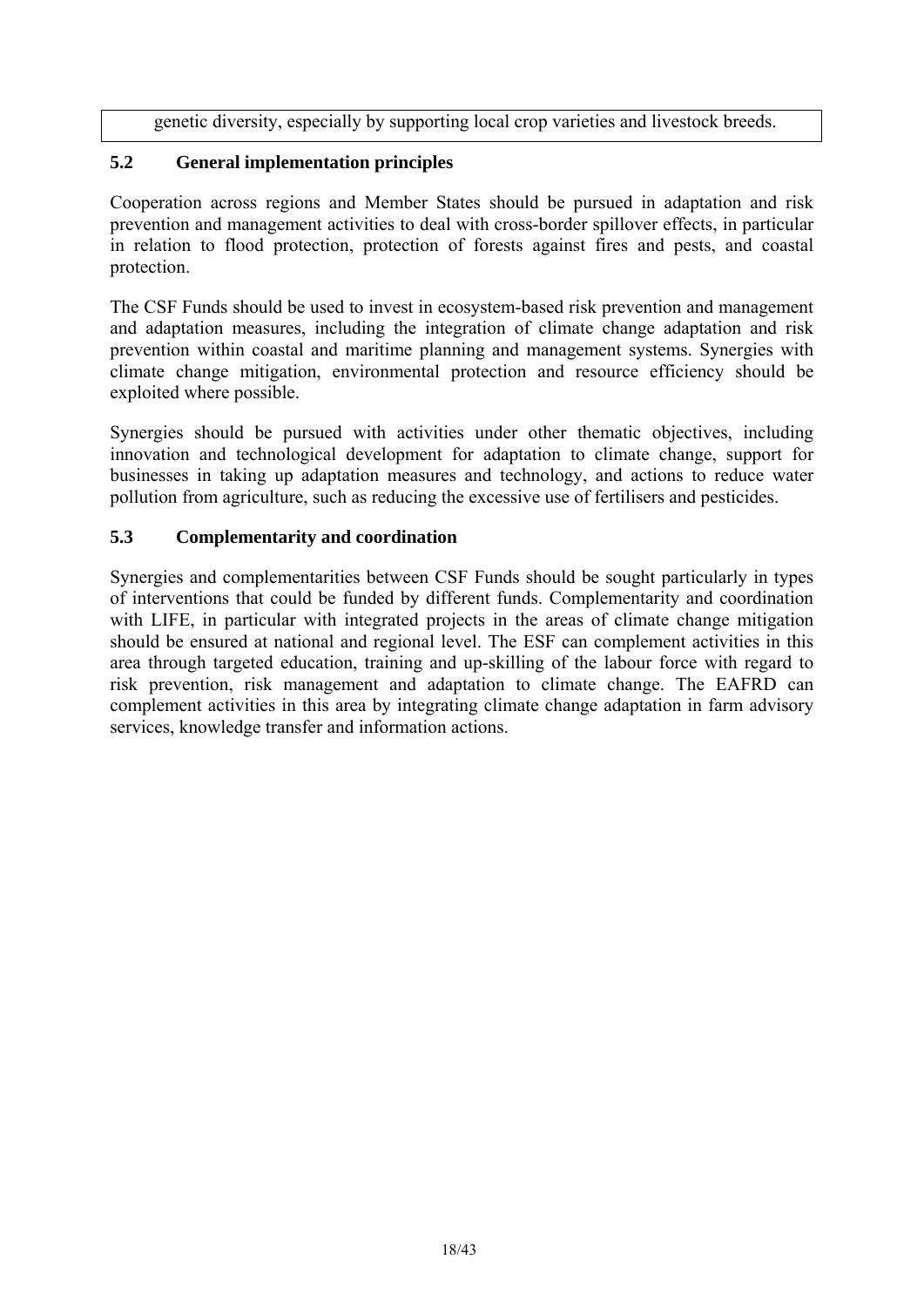genetic diversity, especially by supporting local crop varieties and livestock breeds.

### 5.2 General implementation principles

Cooperation across regions and Member States should be pursued in adaptation and risk prevention and management activities to deal with cross-border spillover effects, in particular in relation to flood protection, protection of forests against fires and pests, and coastal protection.

The CSF Funds should be used to invest in ecosystem-based risk prevention and management and adaptation measures, including the integration of climate change adaptation and risk prevention within coastal and maritime planning and management systems. Synergies with climate change mitigation, environmental protection and resource efficiency should be exploited where possible.

Synergies should be pursued with activities under other thematic objectives, including innovation and technological development for adaptation to climate change, support for businesses in taking up adaptation measures and technology, and actions to reduce water pollution from agriculture, such as reducing the excessive use of fertilisers and pesticides.

### 5.3 Complementarity and coordination

Synergies and complementarities between CSF Funds should be sought particularly in types of interventions that could be funded by different funds. Complementarity and coordination with LIFE, in particular with integrated projects in the areas of climate change mitigation should be ensured at national and regional level. The ESF can complement activities in this area through targeted education, training and up-skilling of the labour force with regard to risk prevention, risk management and adaptation to climate change. The EAFRD can complement activities in this area by integrating climate change adaptation in farm advisory services, knowledge transfer and information actions.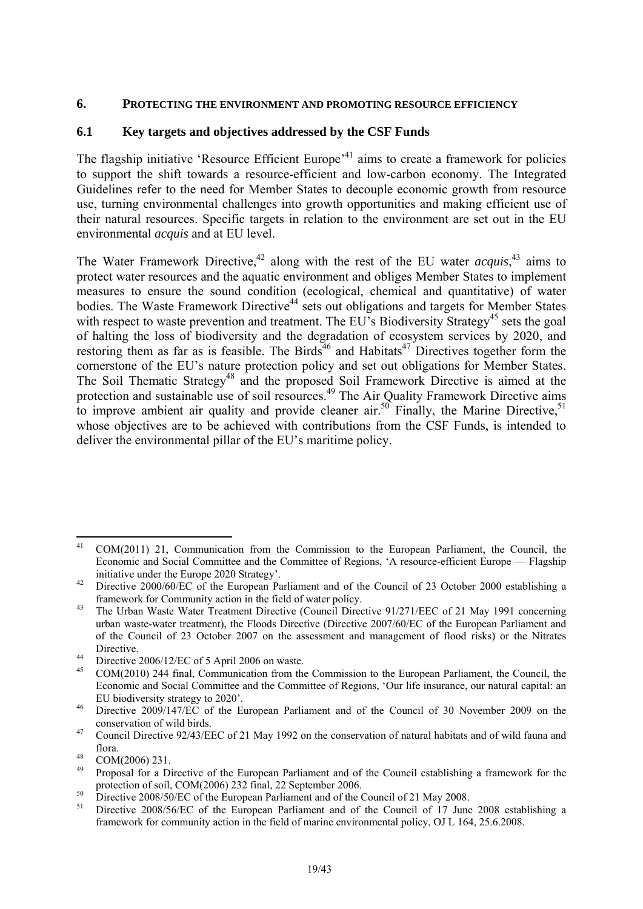## 6. PROTECTING THE ENVIRONMENT AND PROMOTING RESOURCE EFFICIENCY

### 6.1 Key targets and objectives addressed by the CSF Funds

The flagship initiative 'Resource Efficient Europe'[41] aims to create a framework for policies to support the shift towards a resource-efficient and low-carbon economy. The Integrated Guidelines refer to the need for Member States to decouple economic growth from resource use, turning environmental challenges into growth opportunities and making efficient use of their natural resources. Specific targets in relation to the environment are set out in the EU environmental *acquis* and at EU level.

The Water Framework Directive,[42] along with the rest of the EU water *acquis*,[43] aims to protect water resources and the aquatic environment and obliges Member States to implement measures to ensure the sound condition (ecological, chemical and quantitative) of water bodies. The Waste Framework Directive[44] sets out obligations and targets for Member States with respect to waste prevention and treatment. The EU's Biodiversity Strategy[45] sets the goal of halting the loss of biodiversity and the degradation of ecosystem services by 2020, and restoring them as far as is feasible. The Birds[46] and Habitats[47] Directives together form the cornerstone of the EU's nature protection policy and set out obligations for Member States. The Soil Thematic Strategy[48] and the proposed Soil Framework Directive is aimed at the protection and sustainable use of soil resources.[49] The Air Quality Framework Directive aims to improve ambient air quality and provide cleaner air.[50] Finally, the Marine Directive,[51] whose objectives are to be achieved with contributions from the CSF Funds, is intended to deliver the environmental pillar of the EU's maritime policy.

---

[41] COM(2011) 21, Communication from the Commission to the European Parliament, the Council, the Economic and Social Committee and the Committee of Regions, 'A resource-efficient Europe — Flagship initiative under the Europe 2020 Strategy'.

[42] Directive 2000/60/EC of the European Parliament and of the Council of 23 October 2000 establishing a framework for Community action in the field of water policy.

[43] The Urban Waste Water Treatment Directive (Council Directive 91/271/EEC of 21 May 1991 concerning urban waste-water treatment), the Floods Directive (Directive 2007/60/EC of the European Parliament and of the Council of 23 October 2007 on the assessment and management of flood risks) or the Nitrates Directive.

[44] Directive 2006/12/EC of 5 April 2006 on waste.

[45] COM(2010) 244 final, Communication from the Commission to the European Parliament, the Council, the Economic and Social Committee and the Committee of Regions, 'Our life insurance, our natural capital: an EU biodiversity strategy to 2020'.

[46] Directive 2009/147/EC of the European Parliament and of the Council of 30 November 2009 on the conservation of wild birds.

[47] Council Directive 92/43/EEC of 21 May 1992 on the conservation of natural habitats and of wild fauna and flora.

[48] COM(2006) 231.

[49] Proposal for a Directive of the European Parliament and of the Council establishing a framework for the protection of soil, COM(2006) 232 final, 22 September 2006.

[50] Directive 2008/50/EC of the European Parliament and of the Council of 21 May 2008.

[51] Directive 2008/56/EC of the European Parliament and of the Council of 17 June 2008 establishing a framework for community action in the field of marine environmental policy, OJ L 164, 25.6.2008.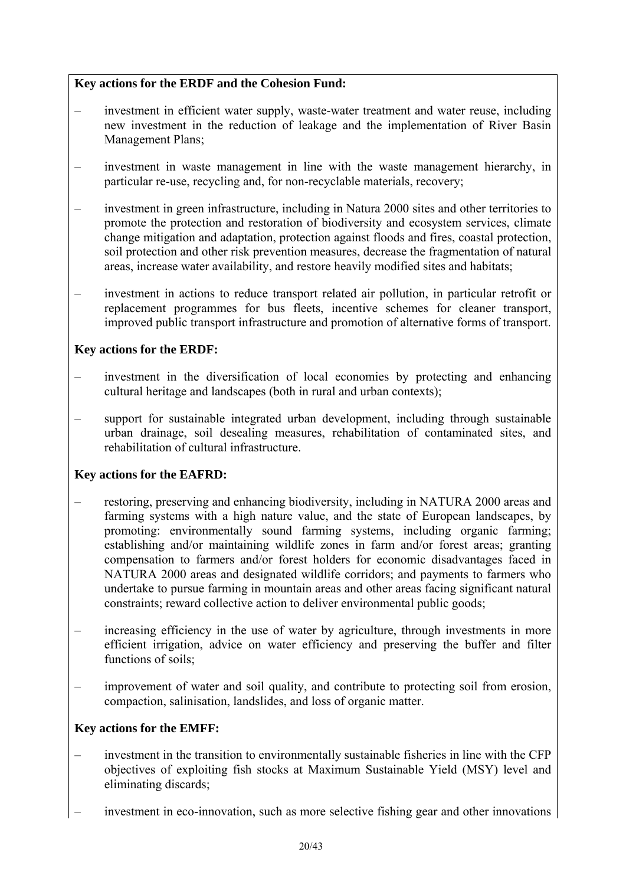**Key actions for the ERDF and the Cohesion Fund:**

- investment in efficient water supply, waste-water treatment and water reuse, including new investment in the reduction of leakage and the implementation of River Basin Management Plans;
- investment in waste management in line with the waste management hierarchy, in particular re-use, recycling and, for non-recyclable materials, recovery;
- investment in green infrastructure, including in Natura 2000 sites and other territories to promote the protection and restoration of biodiversity and ecosystem services, climate change mitigation and adaptation, protection against floods and fires, coastal protection, soil protection and other risk prevention measures, decrease the fragmentation of natural areas, increase water availability, and restore heavily modified sites and habitats;
- investment in actions to reduce transport related air pollution, in particular retrofit or replacement programmes for bus fleets, incentive schemes for cleaner transport, improved public transport infrastructure and promotion of alternative forms of transport.

**Key actions for the ERDF:**

- investment in the diversification of local economies by protecting and enhancing cultural heritage and landscapes (both in rural and urban contexts);
- support for sustainable integrated urban development, including through sustainable urban drainage, soil desealing measures, rehabilitation of contaminated sites, and rehabilitation of cultural infrastructure.

**Key actions for the EAFRD:**

- restoring, preserving and enhancing biodiversity, including in NATURA 2000 areas and farming systems with a high nature value, and the state of European landscapes, by promoting: environmentally sound farming systems, including organic farming; establishing and/or maintaining wildlife zones in farm and/or forest areas; granting compensation to farmers and/or forest holders for economic disadvantages faced in NATURA 2000 areas and designated wildlife corridors; and payments to farmers who undertake to pursue farming in mountain areas and other areas facing significant natural constraints; reward collective action to deliver environmental public goods;
- increasing efficiency in the use of water by agriculture, through investments in more efficient irrigation, advice on water efficiency and preserving the buffer and filter functions of soils;
- improvement of water and soil quality, and contribute to protecting soil from erosion, compaction, salinisation, landslides, and loss of organic matter.

**Key actions for the EMFF:**

- investment in the transition to environmentally sustainable fisheries in line with the CFP objectives of exploiting fish stocks at Maximum Sustainable Yield (MSY) level and eliminating discards;
- investment in eco-innovation, such as more selective fishing gear and other innovations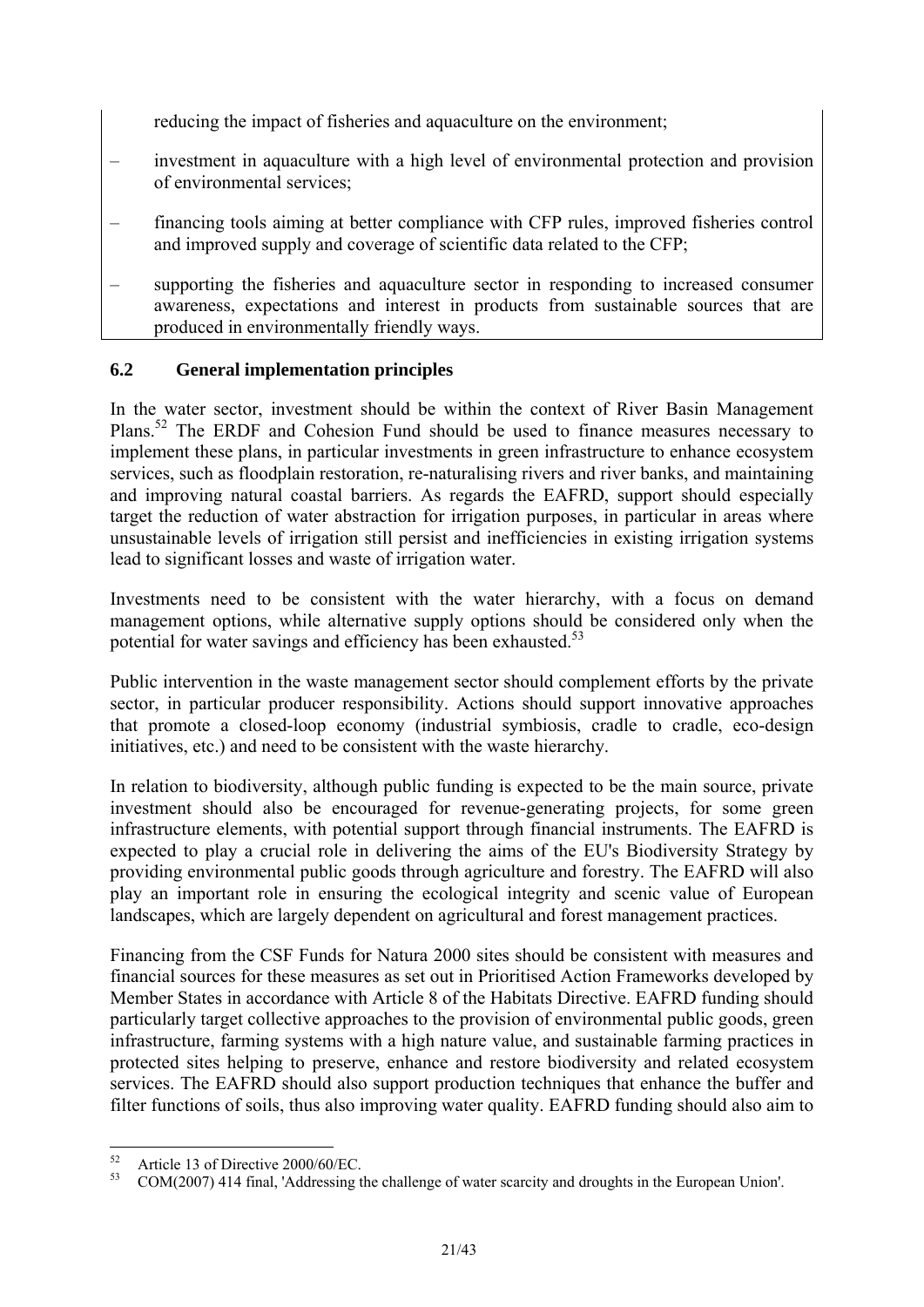reducing the impact of fisheries and aquaculture on the environment;

- investment in aquaculture with a high level of environmental protection and provision of environmental services;
- financing tools aiming at better compliance with CFP rules, improved fisheries control and improved supply and coverage of scientific data related to the CFP;
- supporting the fisheries and aquaculture sector in responding to increased consumer awareness, expectations and interest in products from sustainable sources that are produced in environmentally friendly ways.

## 6.2 General implementation principles

In the water sector, investment should be within the context of River Basin Management Plans.[52] The ERDF and Cohesion Fund should be used to finance measures necessary to implement these plans, in particular investments in green infrastructure to enhance ecosystem services, such as floodplain restoration, re-naturalising rivers and river banks, and maintaining and improving natural coastal barriers. As regards the EAFRD, support should especially target the reduction of water abstraction for irrigation purposes, in particular in areas where unsustainable levels of irrigation still persist and inefficiencies in existing irrigation systems lead to significant losses and waste of irrigation water.

Investments need to be consistent with the water hierarchy, with a focus on demand management options, while alternative supply options should be considered only when the potential for water savings and efficiency has been exhausted.[53]

Public intervention in the waste management sector should complement efforts by the private sector, in particular producer responsibility. Actions should support innovative approaches that promote a closed-loop economy (industrial symbiosis, cradle to cradle, eco-design initiatives, etc.) and need to be consistent with the waste hierarchy.

In relation to biodiversity, although public funding is expected to be the main source, private investment should also be encouraged for revenue-generating projects, for some green infrastructure elements, with potential support through financial instruments. The EAFRD is expected to play a crucial role in delivering the aims of the EU's Biodiversity Strategy by providing environmental public goods through agriculture and forestry. The EAFRD will also play an important role in ensuring the ecological integrity and scenic value of European landscapes, which are largely dependent on agricultural and forest management practices.

Financing from the CSF Funds for Natura 2000 sites should be consistent with measures and financial sources for these measures as set out in Prioritised Action Frameworks developed by Member States in accordance with Article 8 of the Habitats Directive. EAFRD funding should particularly target collective approaches to the provision of environmental public goods, green infrastructure, farming systems with a high nature value, and sustainable farming practices in protected sites helping to preserve, enhance and restore biodiversity and related ecosystem services. The EAFRD should also support production techniques that enhance the buffer and filter functions of soils, thus also improving water quality. EAFRD funding should also aim to

[52] Article 13 of Directive 2000/60/EC.

[53] COM(2007) 414 final, 'Addressing the challenge of water scarcity and droughts in the European Union'.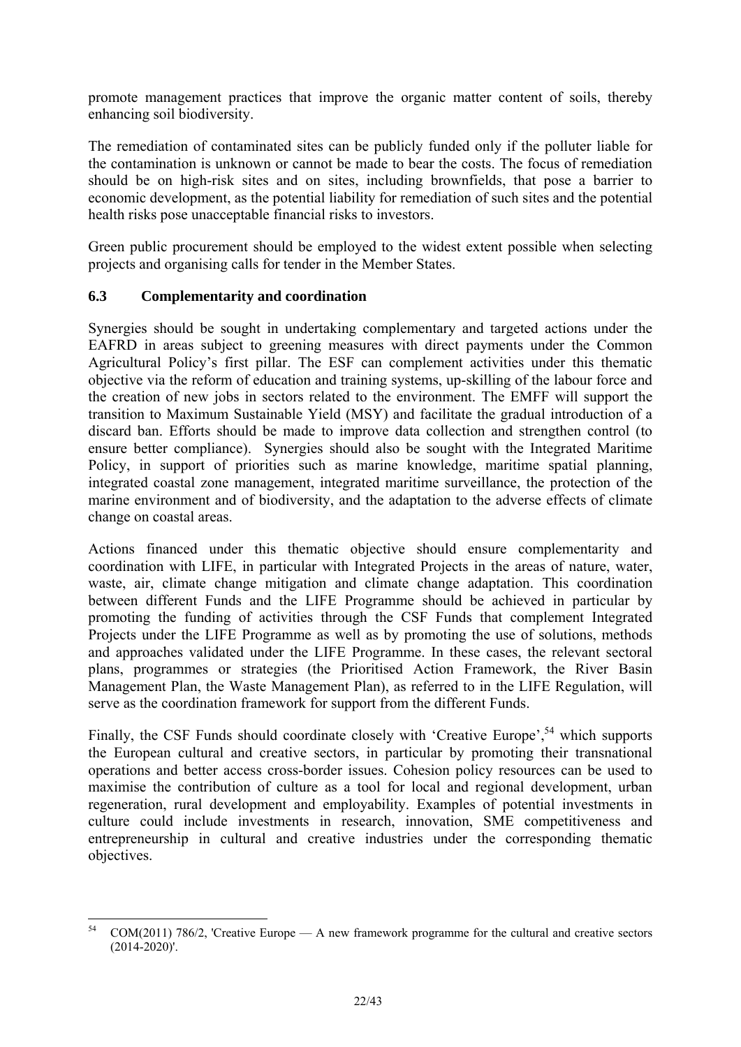promote management practices that improve the organic matter content of soils, thereby enhancing soil biodiversity.

The remediation of contaminated sites can be publicly funded only if the polluter liable for the contamination is unknown or cannot be made to bear the costs. The focus of remediation should be on high-risk sites and on sites, including brownfields, that pose a barrier to economic development, as the potential liability for remediation of such sites and the potential health risks pose unacceptable financial risks to investors.

Green public procurement should be employed to the widest extent possible when selecting projects and organising calls for tender in the Member States.

### 6.3 Complementarity and coordination

Synergies should be sought in undertaking complementary and targeted actions under the EAFRD in areas subject to greening measures with direct payments under the Common Agricultural Policy's first pillar. The ESF can complement activities under this thematic objective via the reform of education and training systems, up-skilling of the labour force and the creation of new jobs in sectors related to the environment. The EMFF will support the transition to Maximum Sustainable Yield (MSY) and facilitate the gradual introduction of a discard ban. Efforts should be made to improve data collection and strengthen control (to ensure better compliance). Synergies should also be sought with the Integrated Maritime Policy, in support of priorities such as marine knowledge, maritime spatial planning, integrated coastal zone management, integrated maritime surveillance, the protection of the marine environment and of biodiversity, and the adaptation to the adverse effects of climate change on coastal areas.

Actions financed under this thematic objective should ensure complementarity and coordination with LIFE, in particular with Integrated Projects in the areas of nature, water, waste, air, climate change mitigation and climate change adaptation. This coordination between different Funds and the LIFE Programme should be achieved in particular by promoting the funding of activities through the CSF Funds that complement Integrated Projects under the LIFE Programme as well as by promoting the use of solutions, methods and approaches validated under the LIFE Programme. In these cases, the relevant sectoral plans, programmes or strategies (the Prioritised Action Framework, the River Basin Management Plan, the Waste Management Plan), as referred to in the LIFE Regulation, will serve as the coordination framework for support from the different Funds.

Finally, the CSF Funds should coordinate closely with 'Creative Europe',[54] which supports the European cultural and creative sectors, in particular by promoting their transnational operations and better access cross-border issues. Cohesion policy resources can be used to maximise the contribution of culture as a tool for local and regional development, urban regeneration, rural development and employability. Examples of potential investments in culture could include investments in research, innovation, SME competitiveness and entrepreneurship in cultural and creative industries under the corresponding thematic objectives.

---

[54] COM(2011) 786/2, 'Creative Europe — A new framework programme for the cultural and creative sectors (2014-2020)'.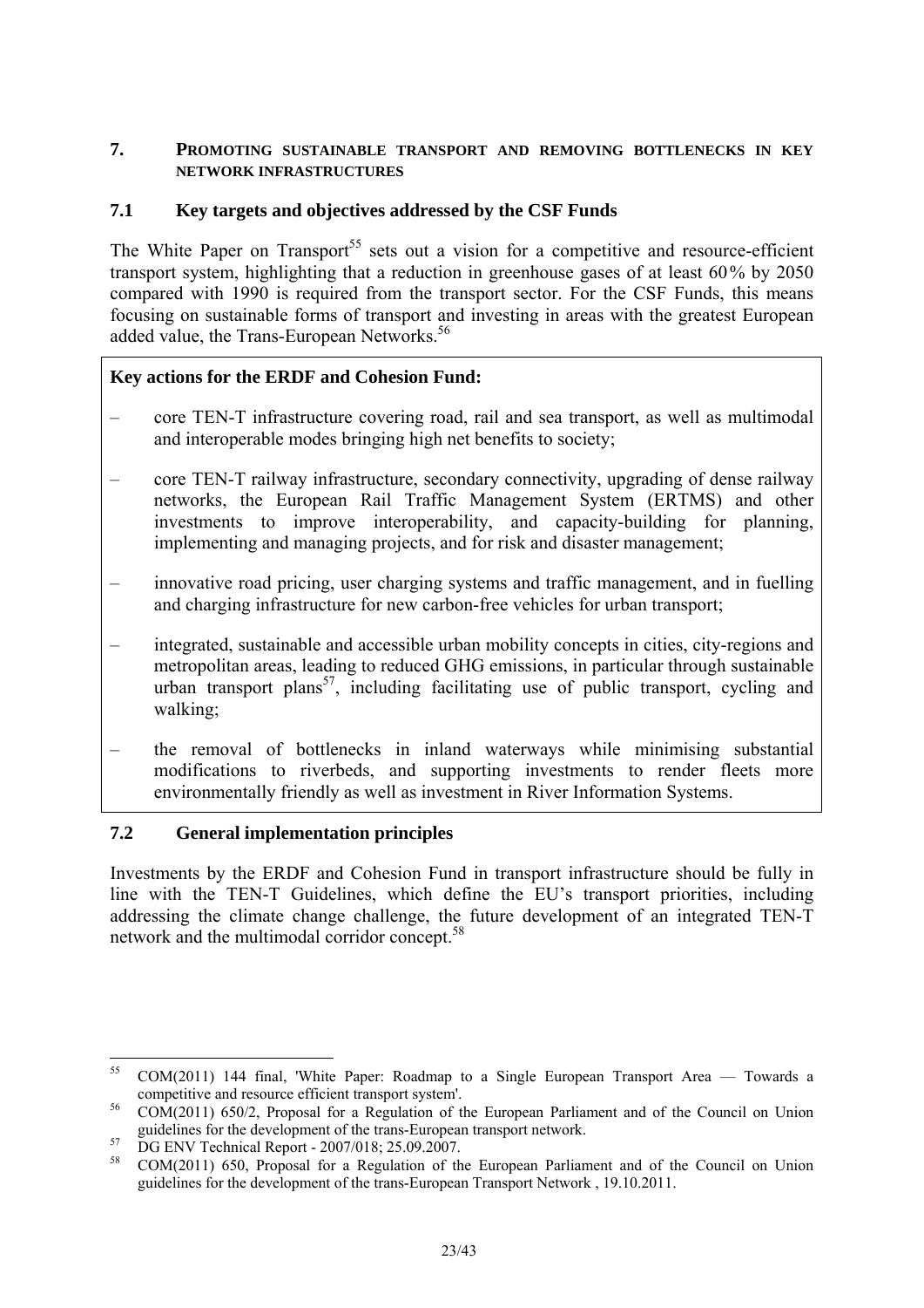## 7. PROMOTING SUSTAINABLE TRANSPORT AND REMOVING BOTTLENECKS IN KEY NETWORK INFRASTRUCTURES

### 7.1 Key targets and objectives addressed by the CSF Funds

The White Paper on Transport[55] sets out a vision for a competitive and resource-efficient transport system, highlighting that a reduction in greenhouse gases of at least 60 % by 2050 compared with 1990 is required from the transport sector. For the CSF Funds, this means focusing on sustainable forms of transport and investing in areas with the greatest European added value, the Trans-European Networks.[56]

**Key actions for the ERDF and Cohesion Fund:**

– core TEN-T infrastructure covering road, rail and sea transport, as well as multimodal and interoperable modes bringing high net benefits to society;

– core TEN-T railway infrastructure, secondary connectivity, upgrading of dense railway networks, the European Rail Traffic Management System (ERTMS) and other investments to improve interoperability, and capacity-building for planning, implementing and managing projects, and for risk and disaster management;

– innovative road pricing, user charging systems and traffic management, and in fuelling and charging infrastructure for new carbon-free vehicles for urban transport;

– integrated, sustainable and accessible urban mobility concepts in cities, city-regions and metropolitan areas, leading to reduced GHG emissions, in particular through sustainable urban transport plans[57], including facilitating use of public transport, cycling and walking;

– the removal of bottlenecks in inland waterways while minimising substantial modifications to riverbeds, and supporting investments to render fleets more environmentally friendly as well as investment in River Information Systems.

### 7.2 General implementation principles

Investments by the ERDF and Cohesion Fund in transport infrastructure should be fully in line with the TEN-T Guidelines, which define the EU's transport priorities, including addressing the climate change challenge, the future development of an integrated TEN-T network and the multimodal corridor concept.[58]

---

[55] COM(2011) 144 final, 'White Paper: Roadmap to a Single European Transport Area — Towards a competitive and resource efficient transport system'.

[56] COM(2011) 650/2, Proposal for a Regulation of the European Parliament and of the Council on Union guidelines for the development of the trans-European transport network.

[57] DG ENV Technical Report - 2007/018; 25.09.2007.

[58] COM(2011) 650, Proposal for a Regulation of the European Parliament and of the Council on Union guidelines for the development of the trans-European Transport Network , 19.10.2011.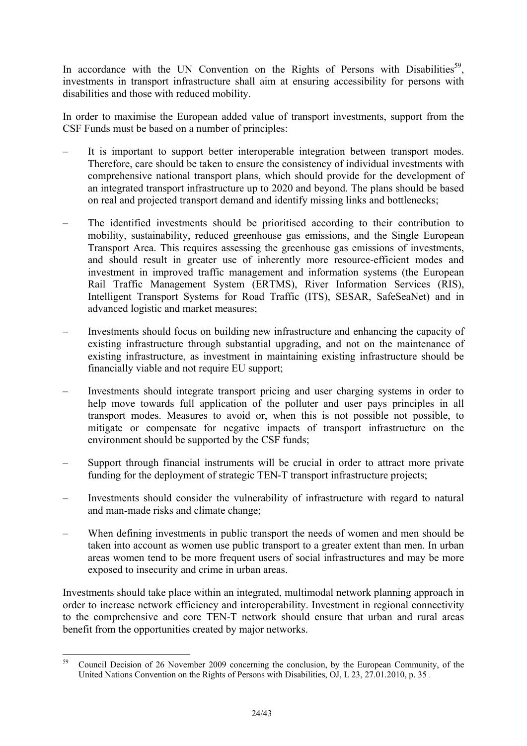In accordance with the UN Convention on the Rights of Persons with Disabilities[59], investments in transport infrastructure shall aim at ensuring accessibility for persons with disabilities and those with reduced mobility.

In order to maximise the European added value of transport investments, support from the CSF Funds must be based on a number of principles:

– It is important to support better interoperable integration between transport modes. Therefore, care should be taken to ensure the consistency of individual investments with comprehensive national transport plans, which should provide for the development of an integrated transport infrastructure up to 2020 and beyond. The plans should be based on real and projected transport demand and identify missing links and bottlenecks;

– The identified investments should be prioritised according to their contribution to mobility, sustainability, reduced greenhouse gas emissions, and the Single European Transport Area. This requires assessing the greenhouse gas emissions of investments, and should result in greater use of inherently more resource-efficient modes and investment in improved traffic management and information systems (the European Rail Traffic Management System (ERTMS), River Information Services (RIS), Intelligent Transport Systems for Road Traffic (ITS), SESAR, SafeSeaNet) and in advanced logistic and market measures;

– Investments should focus on building new infrastructure and enhancing the capacity of existing infrastructure through substantial upgrading, and not on the maintenance of existing infrastructure, as investment in maintaining existing infrastructure should be financially viable and not require EU support;

– Investments should integrate transport pricing and user charging systems in order to help move towards full application of the polluter and user pays principles in all transport modes. Measures to avoid or, when this is not possible not possible, to mitigate or compensate for negative impacts of transport infrastructure on the environment should be supported by the CSF funds;

– Support through financial instruments will be crucial in order to attract more private funding for the deployment of strategic TEN-T transport infrastructure projects;

– Investments should consider the vulnerability of infrastructure with regard to natural and man-made risks and climate change;

– When defining investments in public transport the needs of women and men should be taken into account as women use public transport to a greater extent than men. In urban areas women tend to be more frequent users of social infrastructures and may be more exposed to insecurity and crime in urban areas.

Investments should take place within an integrated, multimodal network planning approach in order to increase network efficiency and interoperability. Investment in regional connectivity to the comprehensive and core TEN-T network should ensure that urban and rural areas benefit from the opportunities created by major networks.

---

[59] Council Decision of 26 November 2009 concerning the conclusion, by the European Community, of the United Nations Convention on the Rights of Persons with Disabilities, OJ, L 23, 27.01.2010, p. 35 .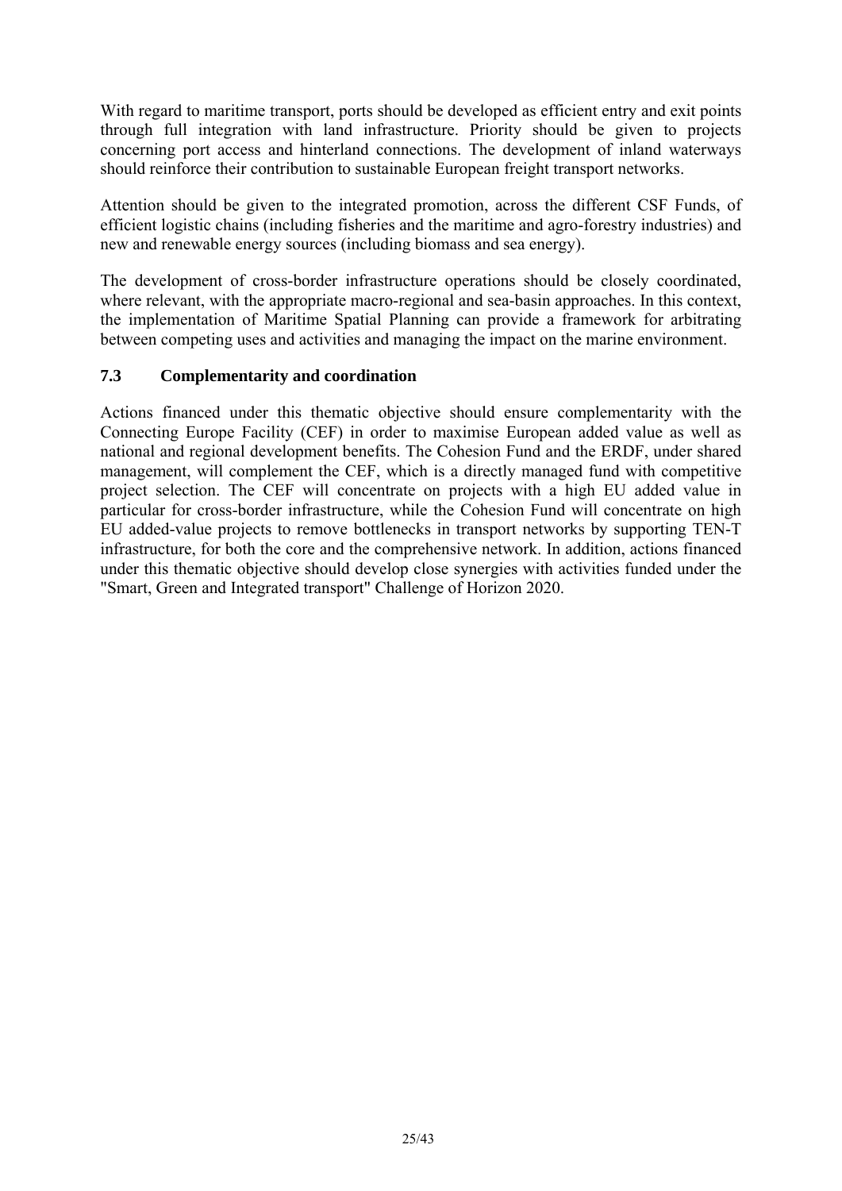With regard to maritime transport, ports should be developed as efficient entry and exit points through full integration with land infrastructure. Priority should be given to projects concerning port access and hinterland connections. The development of inland waterways should reinforce their contribution to sustainable European freight transport networks.

Attention should be given to the integrated promotion, across the different CSF Funds, of efficient logistic chains (including fisheries and the maritime and agro-forestry industries) and new and renewable energy sources (including biomass and sea energy).

The development of cross-border infrastructure operations should be closely coordinated, where relevant, with the appropriate macro-regional and sea-basin approaches. In this context, the implementation of Maritime Spatial Planning can provide a framework for arbitrating between competing uses and activities and managing the impact on the marine environment.

### 7.3 Complementarity and coordination

Actions financed under this thematic objective should ensure complementarity with the Connecting Europe Facility (CEF) in order to maximise European added value as well as national and regional development benefits. The Cohesion Fund and the ERDF, under shared management, will complement the CEF, which is a directly managed fund with competitive project selection. The CEF will concentrate on projects with a high EU added value in particular for cross-border infrastructure, while the Cohesion Fund will concentrate on high EU added-value projects to remove bottlenecks in transport networks by supporting TEN-T infrastructure, for both the core and the comprehensive network. In addition, actions financed under this thematic objective should develop close synergies with activities funded under the "Smart, Green and Integrated transport" Challenge of Horizon 2020.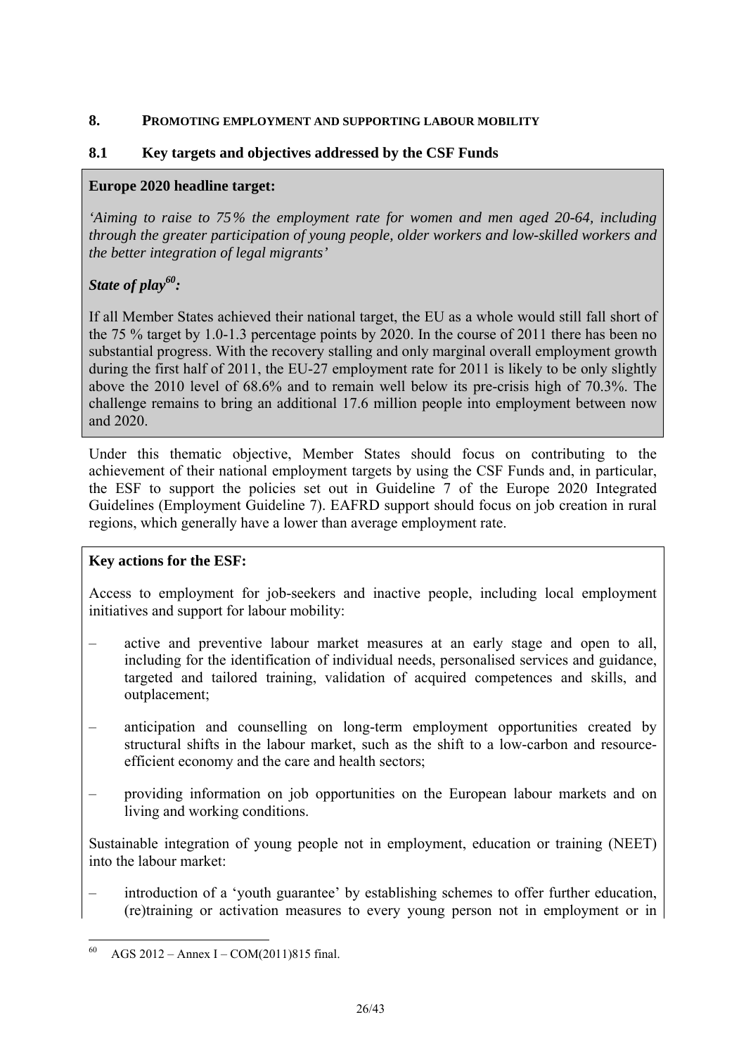## 8. Promoting employment and supporting labour mobility

### 8.1 Key targets and objectives addressed by the CSF Funds

**Europe 2020 headline target:**

*'Aiming to raise to 75% the employment rate for women and men aged 20-64, including through the greater participation of young people, older workers and low-skilled workers and the better integration of legal migrants'*

***State of play[60]:***

If all Member States achieved their national target, the EU as a whole would still fall short of the 75 % target by 1.0-1.3 percentage points by 2020. In the course of 2011 there has been no substantial progress. With the recovery stalling and only marginal overall employment growth during the first half of 2011, the EU-27 employment rate for 2011 is likely to be only slightly above the 2010 level of 68.6% and to remain well below its pre-crisis high of 70.3%. The challenge remains to bring an additional 17.6 million people into employment between now and 2020.

Under this thematic objective, Member States should focus on contributing to the achievement of their national employment targets by using the CSF Funds and, in particular, the ESF to support the policies set out in Guideline 7 of the Europe 2020 Integrated Guidelines (Employment Guideline 7). EAFRD support should focus on job creation in rural regions, which generally have a lower than average employment rate.

**Key actions for the ESF:**

Access to employment for job-seekers and inactive people, including local employment initiatives and support for labour mobility:

– active and preventive labour market measures at an early stage and open to all, including for the identification of individual needs, personalised services and guidance, targeted and tailored training, validation of acquired competences and skills, and outplacement;

– anticipation and counselling on long-term employment opportunities created by structural shifts in the labour market, such as the shift to a low-carbon and resource-efficient economy and the care and health sectors;

– providing information on job opportunities on the European labour markets and on living and working conditions.

Sustainable integration of young people not in employment, education or training (NEET) into the labour market:

– introduction of a 'youth guarantee' by establishing schemes to offer further education, (re)training or activation measures to every young person not in employment or in

[60] AGS 2012 – Annex I – COM(2011)815 final.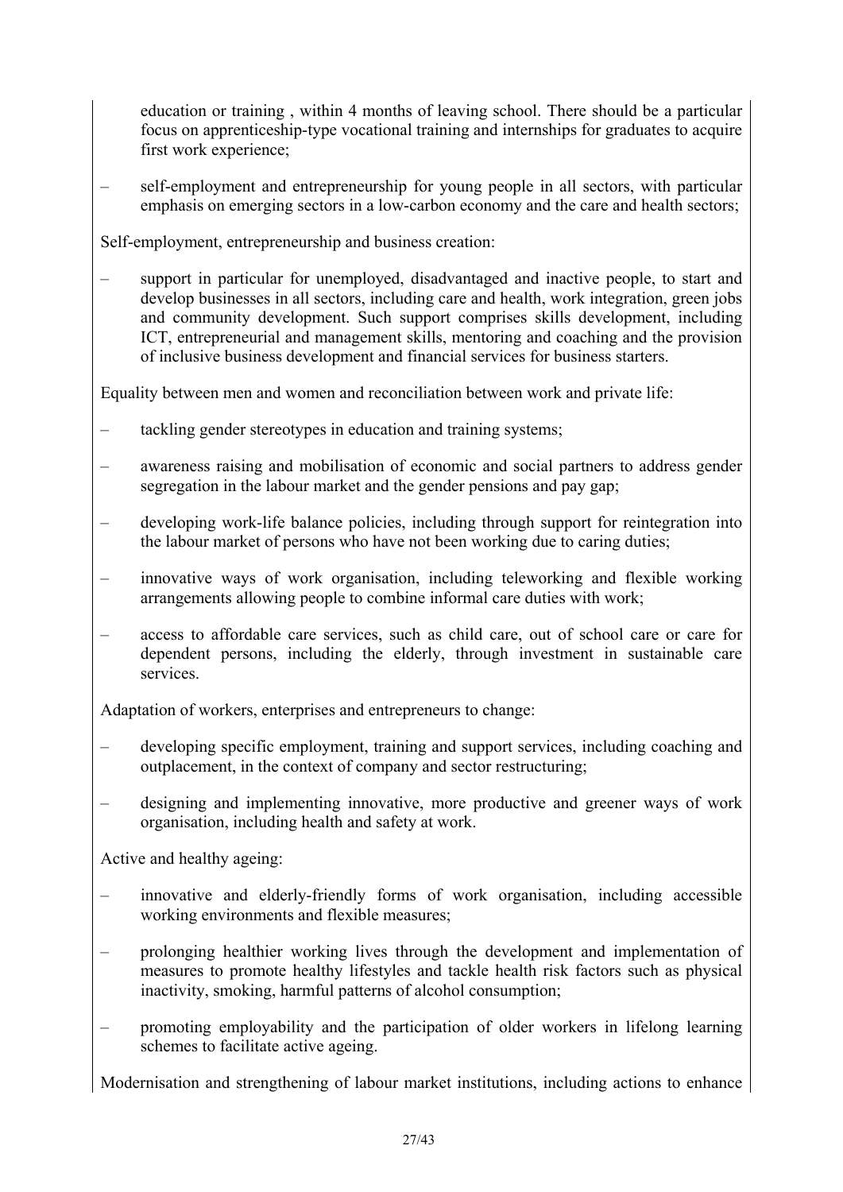education or training , within 4 months of leaving school. There should be a particular focus on apprenticeship-type vocational training and internships for graduates to acquire first work experience;

– self-employment and entrepreneurship for young people in all sectors, with particular emphasis on emerging sectors in a low-carbon economy and the care and health sectors;

Self-employment, entrepreneurship and business creation:

– support in particular for unemployed, disadvantaged and inactive people, to start and develop businesses in all sectors, including care and health, work integration, green jobs and community development. Such support comprises skills development, including ICT, entrepreneurial and management skills, mentoring and coaching and the provision of inclusive business development and financial services for business starters.

Equality between men and women and reconciliation between work and private life:

– tackling gender stereotypes in education and training systems;

– awareness raising and mobilisation of economic and social partners to address gender segregation in the labour market and the gender pensions and pay gap;

– developing work-life balance policies, including through support for reintegration into the labour market of persons who have not been working due to caring duties;

– innovative ways of work organisation, including teleworking and flexible working arrangements allowing people to combine informal care duties with work;

– access to affordable care services, such as child care, out of school care or care for dependent persons, including the elderly, through investment in sustainable care services.

Adaptation of workers, enterprises and entrepreneurs to change:

– developing specific employment, training and support services, including coaching and outplacement, in the context of company and sector restructuring;

– designing and implementing innovative, more productive and greener ways of work organisation, including health and safety at work.

Active and healthy ageing:

– innovative and elderly-friendly forms of work organisation, including accessible working environments and flexible measures;

– prolonging healthier working lives through the development and implementation of measures to promote healthy lifestyles and tackle health risk factors such as physical inactivity, smoking, harmful patterns of alcohol consumption;

– promoting employability and the participation of older workers in lifelong learning schemes to facilitate active ageing.

Modernisation and strengthening of labour market institutions, including actions to enhance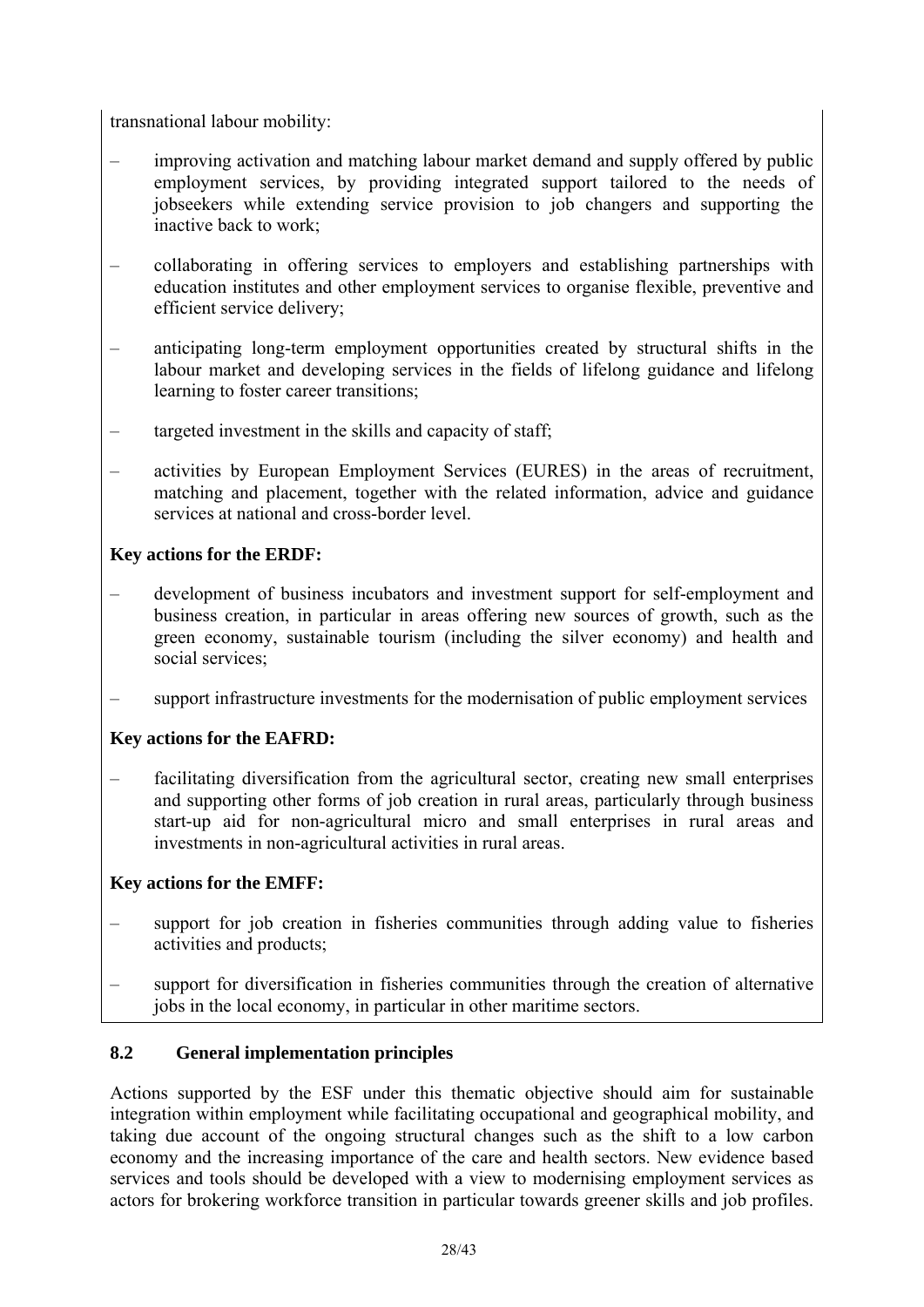transnational labour mobility:

- improving activation and matching labour market demand and supply offered by public employment services, by providing integrated support tailored to the needs of jobseekers while extending service provision to job changers and supporting the inactive back to work;
- collaborating in offering services to employers and establishing partnerships with education institutes and other employment services to organise flexible, preventive and efficient service delivery;
- anticipating long-term employment opportunities created by structural shifts in the labour market and developing services in the fields of lifelong guidance and lifelong learning to foster career transitions;
- targeted investment in the skills and capacity of staff;
- activities by European Employment Services (EURES) in the areas of recruitment, matching and placement, together with the related information, advice and guidance services at national and cross-border level.

**Key actions for the ERDF:**

- development of business incubators and investment support for self-employment and business creation, in particular in areas offering new sources of growth, such as the green economy, sustainable tourism (including the silver economy) and health and social services;
- support infrastructure investments for the modernisation of public employment services

**Key actions for the EAFRD:**

- facilitating diversification from the agricultural sector, creating new small enterprises and supporting other forms of job creation in rural areas, particularly through business start-up aid for non-agricultural micro and small enterprises in rural areas and investments in non-agricultural activities in rural areas.

**Key actions for the EMFF:**

- support for job creation in fisheries communities through adding value to fisheries activities and products;
- support for diversification in fisheries communities through the creation of alternative jobs in the local economy, in particular in other maritime sectors.

## 8.2 General implementation principles

Actions supported by the ESF under this thematic objective should aim for sustainable integration within employment while facilitating occupational and geographical mobility, and taking due account of the ongoing structural changes such as the shift to a low carbon economy and the increasing importance of the care and health sectors. New evidence based services and tools should be developed with a view to modernising employment services as actors for brokering workforce transition in particular towards greener skills and job profiles.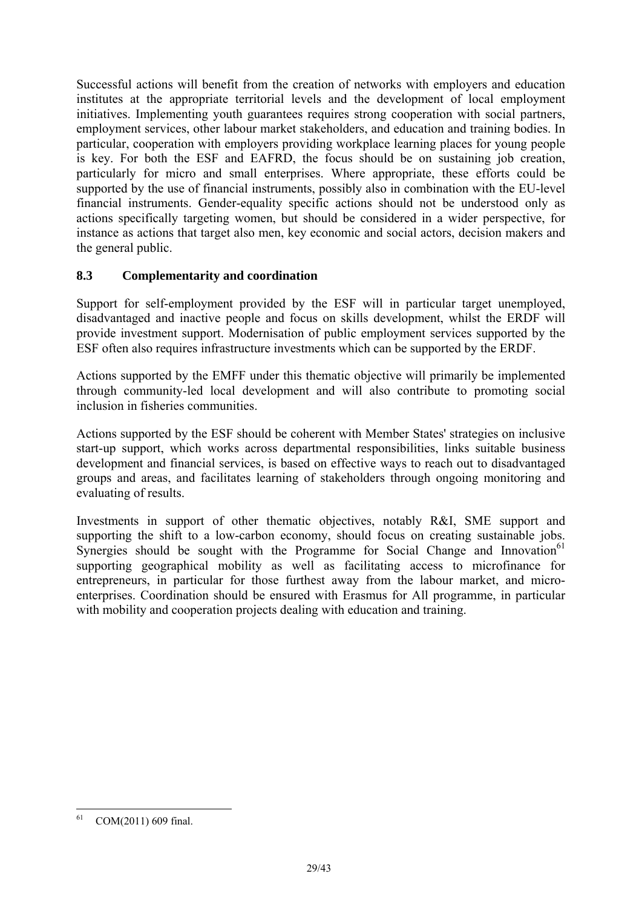Successful actions will benefit from the creation of networks with employers and education institutes at the appropriate territorial levels and the development of local employment initiatives. Implementing youth guarantees requires strong cooperation with social partners, employment services, other labour market stakeholders, and education and training bodies. In particular, cooperation with employers providing workplace learning places for young people is key. For both the ESF and EAFRD, the focus should be on sustaining job creation, particularly for micro and small enterprises. Where appropriate, these efforts could be supported by the use of financial instruments, possibly also in combination with the EU-level financial instruments. Gender-equality specific actions should not be understood only as actions specifically targeting women, but should be considered in a wider perspective, for instance as actions that target also men, key economic and social actors, decision makers and the general public.

### 8.3 Complementarity and coordination

Support for self-employment provided by the ESF will in particular target unemployed, disadvantaged and inactive people and focus on skills development, whilst the ERDF will provide investment support. Modernisation of public employment services supported by the ESF often also requires infrastructure investments which can be supported by the ERDF.

Actions supported by the EMFF under this thematic objective will primarily be implemented through community-led local development and will also contribute to promoting social inclusion in fisheries communities.

Actions supported by the ESF should be coherent with Member States' strategies on inclusive start-up support, which works across departmental responsibilities, links suitable business development and financial services, is based on effective ways to reach out to disadvantaged groups and areas, and facilitates learning of stakeholders through ongoing monitoring and evaluating of results.

Investments in support of other thematic objectives, notably R&I, SME support and supporting the shift to a low-carbon economy, should focus on creating sustainable jobs. Synergies should be sought with the Programme for Social Change and Innovation[61] supporting geographical mobility as well as facilitating access to microfinance for entrepreneurs, in particular for those furthest away from the labour market, and micro-enterprises. Coordination should be ensured with Erasmus for All programme, in particular with mobility and cooperation projects dealing with education and training.

---

[61] COM(2011) 609 final.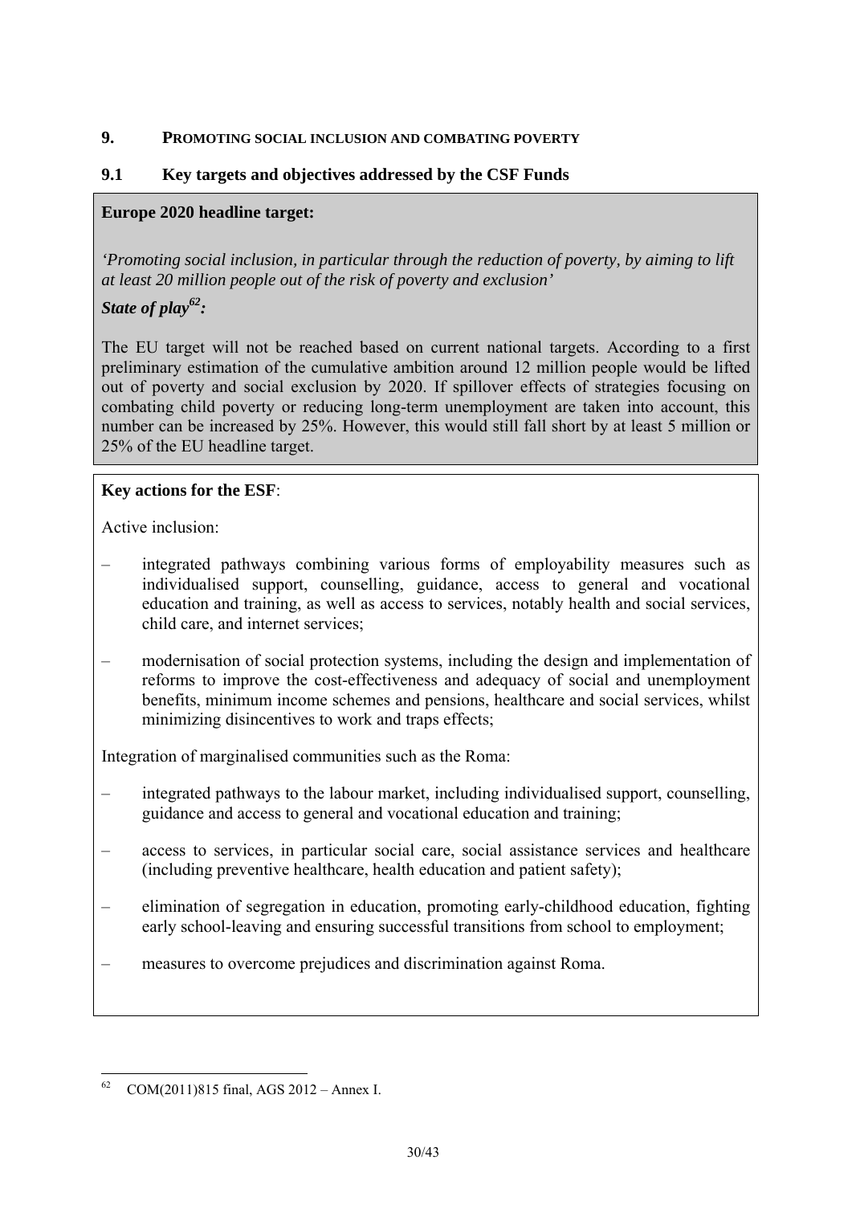## 9. PROMOTING SOCIAL INCLUSION AND COMBATING POVERTY

### 9.1 Key targets and objectives addressed by the CSF Funds

**Europe 2020 headline target:**

*'Promoting social inclusion, in particular through the reduction of poverty, by aiming to lift at least 20 million people out of the risk of poverty and exclusion'*

***State of play[62]:***

The EU target will not be reached based on current national targets. According to a first preliminary estimation of the cumulative ambition around 12 million people would be lifted out of poverty and social exclusion by 2020. If spillover effects of strategies focusing on combating child poverty or reducing long-term unemployment are taken into account, this number can be increased by 25%. However, this would still fall short by at least 5 million or 25% of the EU headline target.

**Key actions for the ESF**:

Active inclusion:

- integrated pathways combining various forms of employability measures such as individualised support, counselling, guidance, access to general and vocational education and training, as well as access to services, notably health and social services, child care, and internet services;
- modernisation of social protection systems, including the design and implementation of reforms to improve the cost-effectiveness and adequacy of social and unemployment benefits, minimum income schemes and pensions, healthcare and social services, whilst minimizing disincentives to work and traps effects;

Integration of marginalised communities such as the Roma:

- integrated pathways to the labour market, including individualised support, counselling, guidance and access to general and vocational education and training;
- access to services, in particular social care, social assistance services and healthcare (including preventive healthcare, health education and patient safety);
- elimination of segregation in education, promoting early-childhood education, fighting early school-leaving and ensuring successful transitions from school to employment;
- measures to overcome prejudices and discrimination against Roma.

---

[62] COM(2011)815 final, AGS 2012 – Annex I.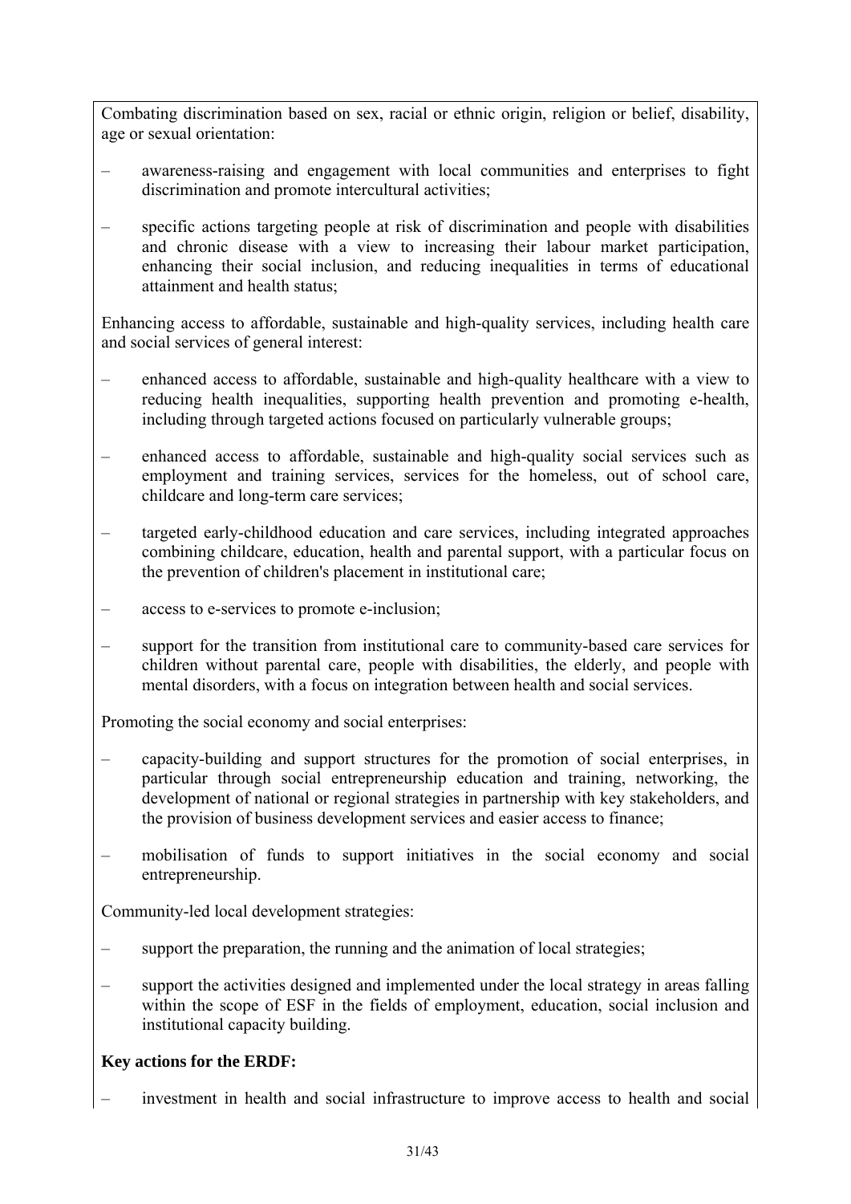Combating discrimination based on sex, racial or ethnic origin, religion or belief, disability, age or sexual orientation:

- awareness-raising and engagement with local communities and enterprises to fight discrimination and promote intercultural activities;
- specific actions targeting people at risk of discrimination and people with disabilities and chronic disease with a view to increasing their labour market participation, enhancing their social inclusion, and reducing inequalities in terms of educational attainment and health status;

Enhancing access to affordable, sustainable and high-quality services, including health care and social services of general interest:

- enhanced access to affordable, sustainable and high-quality healthcare with a view to reducing health inequalities, supporting health prevention and promoting e-health, including through targeted actions focused on particularly vulnerable groups;
- enhanced access to affordable, sustainable and high-quality social services such as employment and training services, services for the homeless, out of school care, childcare and long-term care services;
- targeted early-childhood education and care services, including integrated approaches combining childcare, education, health and parental support, with a particular focus on the prevention of children's placement in institutional care;
- access to e-services to promote e-inclusion;
- support for the transition from institutional care to community-based care services for children without parental care, people with disabilities, the elderly, and people with mental disorders, with a focus on integration between health and social services.

Promoting the social economy and social enterprises:

- capacity-building and support structures for the promotion of social enterprises, in particular through social entrepreneurship education and training, networking, the development of national or regional strategies in partnership with key stakeholders, and the provision of business development services and easier access to finance;
- mobilisation of funds to support initiatives in the social economy and social entrepreneurship.

Community-led local development strategies:

- support the preparation, the running and the animation of local strategies;
- support the activities designed and implemented under the local strategy in areas falling within the scope of ESF in the fields of employment, education, social inclusion and institutional capacity building.

**Key actions for the ERDF:**

- investment in health and social infrastructure to improve access to health and social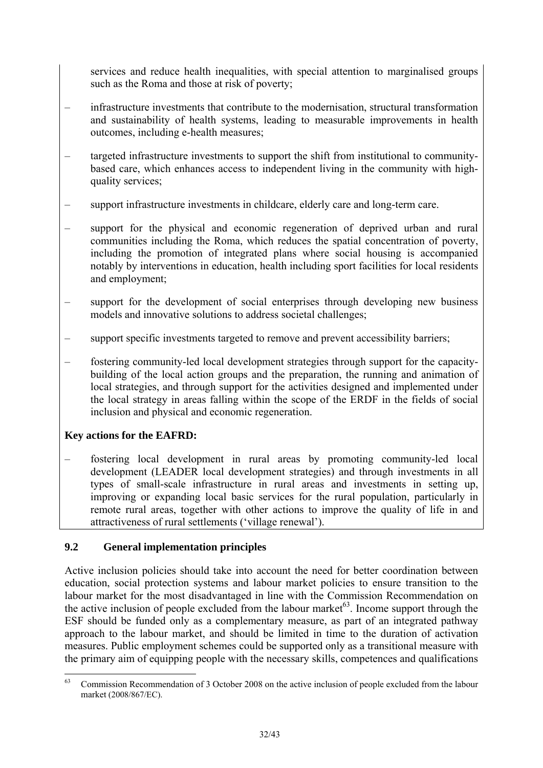services and reduce health inequalities, with special attention to marginalised groups such as the Roma and those at risk of poverty;

– infrastructure investments that contribute to the modernisation, structural transformation and sustainability of health systems, leading to measurable improvements in health outcomes, including e-health measures;

– targeted infrastructure investments to support the shift from institutional to community-based care, which enhances access to independent living in the community with high-quality services;

– support infrastructure investments in childcare, elderly care and long-term care.

– support for the physical and economic regeneration of deprived urban and rural communities including the Roma, which reduces the spatial concentration of poverty, including the promotion of integrated plans where social housing is accompanied notably by interventions in education, health including sport facilities for local residents and employment;

– support for the development of social enterprises through developing new business models and innovative solutions to address societal challenges;

– support specific investments targeted to remove and prevent accessibility barriers;

– fostering community-led local development strategies through support for the capacity-building of the local action groups and the preparation, the running and animation of local strategies, and through support for the activities designed and implemented under the local strategy in areas falling within the scope of the ERDF in the fields of social inclusion and physical and economic regeneration.

**Key actions for the EAFRD:**

– fostering local development in rural areas by promoting community-led local development (LEADER local development strategies) and through investments in all types of small-scale infrastructure in rural areas and investments in setting up, improving or expanding local basic services for the rural population, particularly in remote rural areas, together with other actions to improve the quality of life in and attractiveness of rural settlements ('village renewal').

## 9.2 General implementation principles

Active inclusion policies should take into account the need for better coordination between education, social protection systems and labour market policies to ensure transition to the labour market for the most disadvantaged in line with the Commission Recommendation on the active inclusion of people excluded from the labour market[63]. Income support through the ESF should be funded only as a complementary measure, as part of an integrated pathway approach to the labour market, and should be limited in time to the duration of activation measures. Public employment schemes could be supported only as a transitional measure with the primary aim of equipping people with the necessary skills, competences and qualifications

[63] Commission Recommendation of 3 October 2008 on the active inclusion of people excluded from the labour market (2008/867/EC).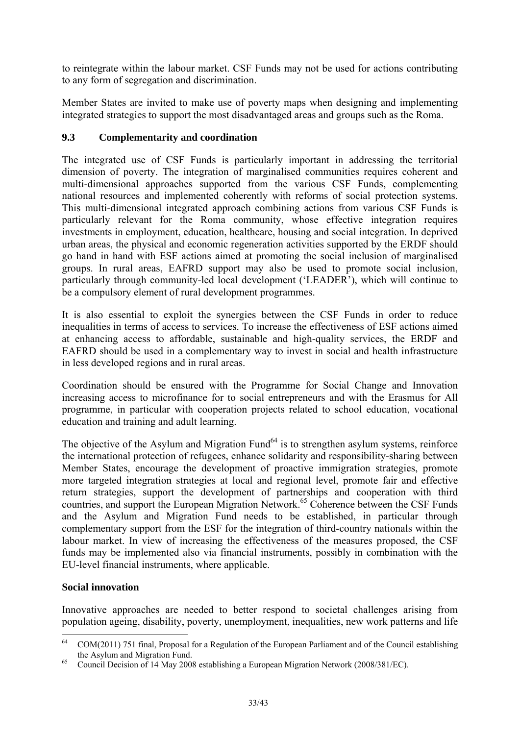to reintegrate within the labour market. CSF Funds may not be used for actions contributing to any form of segregation and discrimination.

Member States are invited to make use of poverty maps when designing and implementing integrated strategies to support the most disadvantaged areas and groups such as the Roma.

### 9.3 Complementarity and coordination

The integrated use of CSF Funds is particularly important in addressing the territorial dimension of poverty. The integration of marginalised communities requires coherent and multi-dimensional approaches supported from the various CSF Funds, complementing national resources and implemented coherently with reforms of social protection systems. This multi-dimensional integrated approach combining actions from various CSF Funds is particularly relevant for the Roma community, whose effective integration requires investments in employment, education, healthcare, housing and social integration. In deprived urban areas, the physical and economic regeneration activities supported by the ERDF should go hand in hand with ESF actions aimed at promoting the social inclusion of marginalised groups. In rural areas, EAFRD support may also be used to promote social inclusion, particularly through community-led local development ('LEADER'), which will continue to be a compulsory element of rural development programmes.

It is also essential to exploit the synergies between the CSF Funds in order to reduce inequalities in terms of access to services. To increase the effectiveness of ESF actions aimed at enhancing access to affordable, sustainable and high-quality services, the ERDF and EAFRD should be used in a complementary way to invest in social and health infrastructure in less developed regions and in rural areas.

Coordination should be ensured with the Programme for Social Change and Innovation increasing access to microfinance for to social entrepreneurs and with the Erasmus for All programme, in particular with cooperation projects related to school education, vocational education and training and adult learning.

The objective of the Asylum and Migration Fund[64] is to strengthen asylum systems, reinforce the international protection of refugees, enhance solidarity and responsibility-sharing between Member States, encourage the development of proactive immigration strategies, promote more targeted integration strategies at local and regional level, promote fair and effective return strategies, support the development of partnerships and cooperation with third countries, and support the European Migration Network.[65] Coherence between the CSF Funds and the Asylum and Migration Fund needs to be established, in particular through complementary support from the ESF for the integration of third-country nationals within the labour market. In view of increasing the effectiveness of the measures proposed, the CSF funds may be implemented also via financial instruments, possibly in combination with the EU-level financial instruments, where applicable.

**Social innovation**

Innovative approaches are needed to better respond to societal challenges arising from population ageing, disability, poverty, unemployment, inequalities, new work patterns and life

---

[64] COM(2011) 751 final, Proposal for a Regulation of the European Parliament and of the Council establishing the Asylum and Migration Fund.

[65] Council Decision of 14 May 2008 establishing a European Migration Network (2008/381/EC).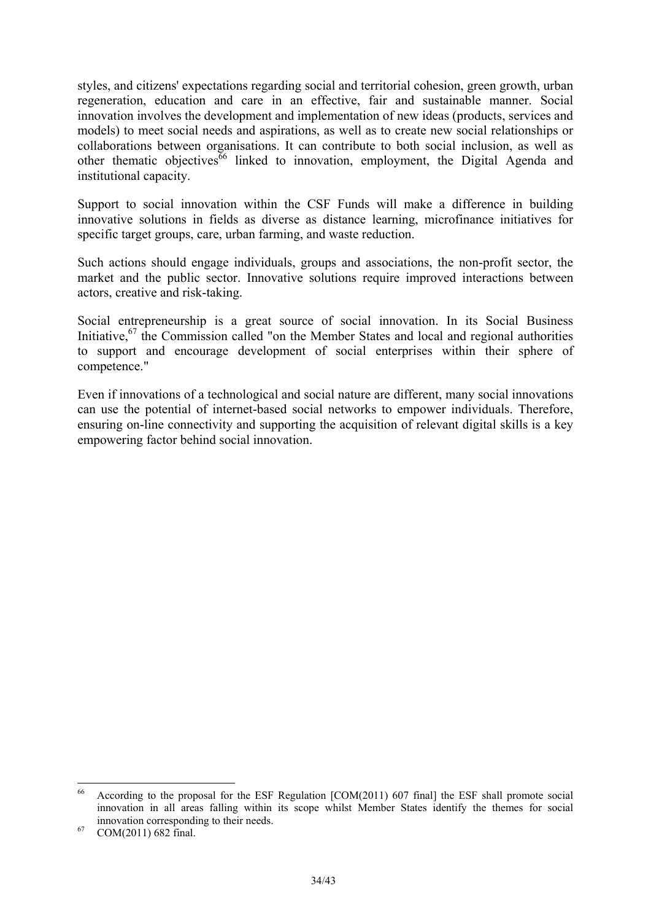styles, and citizens' expectations regarding social and territorial cohesion, green growth, urban regeneration, education and care in an effective, fair and sustainable manner. Social innovation involves the development and implementation of new ideas (products, services and models) to meet social needs and aspirations, as well as to create new social relationships or collaborations between organisations. It can contribute to both social inclusion, as well as other thematic objectives[66] linked to innovation, employment, the Digital Agenda and institutional capacity.

Support to social innovation within the CSF Funds will make a difference in building innovative solutions in fields as diverse as distance learning, microfinance initiatives for specific target groups, care, urban farming, and waste reduction.

Such actions should engage individuals, groups and associations, the non-profit sector, the market and the public sector. Innovative solutions require improved interactions between actors, creative and risk-taking.

Social entrepreneurship is a great source of social innovation. In its Social Business Initiative,[67] the Commission called "on the Member States and local and regional authorities to support and encourage development of social enterprises within their sphere of competence."

Even if innovations of a technological and social nature are different, many social innovations can use the potential of internet-based social networks to empower individuals. Therefore, ensuring on-line connectivity and supporting the acquisition of relevant digital skills is a key empowering factor behind social innovation.

---

[66] According to the proposal for the ESF Regulation [COM(2011) 607 final] the ESF shall promote social innovation in all areas falling within its scope whilst Member States identify the themes for social innovation corresponding to their needs.

[67] COM(2011) 682 final.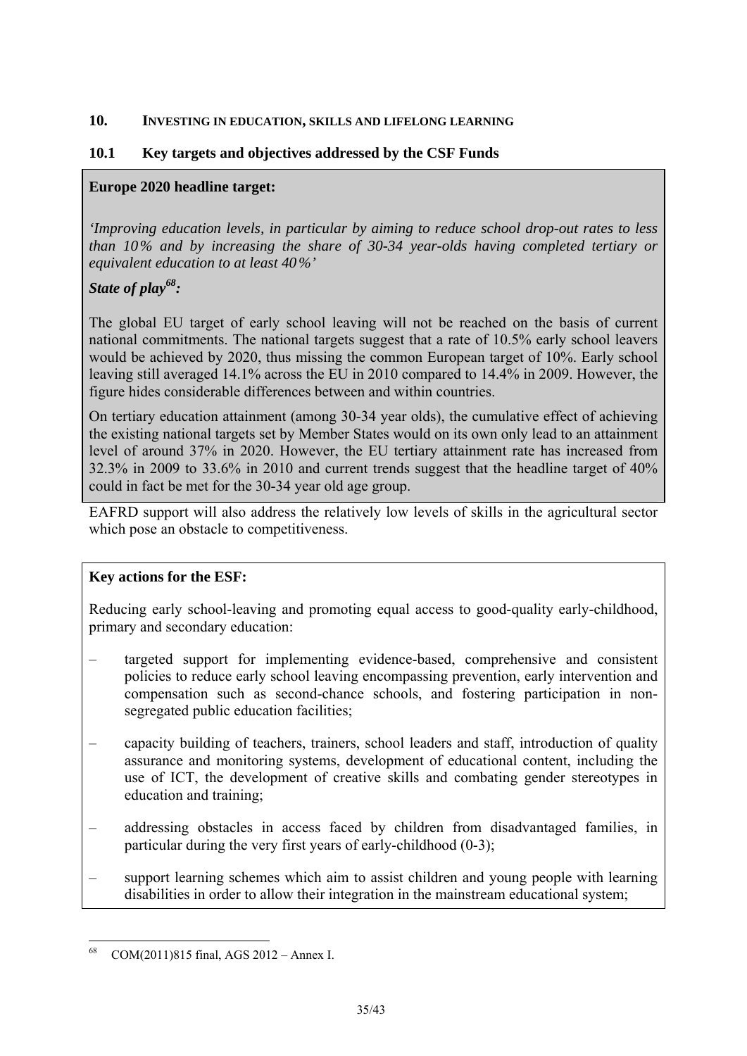## 10. INVESTING IN EDUCATION, SKILLS AND LIFELONG LEARNING

### 10.1 Key targets and objectives addressed by the CSF Funds

**Europe 2020 headline target:**

*'Improving education levels, in particular by aiming to reduce school drop-out rates to less than 10% and by increasing the share of 30-34 year-olds having completed tertiary or equivalent education to at least 40%'*

***State of play[68]:***

The global EU target of early school leaving will not be reached on the basis of current national commitments. The national targets suggest that a rate of 10.5% early school leavers would be achieved by 2020, thus missing the common European target of 10%. Early school leaving still averaged 14.1% across the EU in 2010 compared to 14.4% in 2009. However, the figure hides considerable differences between and within countries.

On tertiary education attainment (among 30-34 year olds), the cumulative effect of achieving the existing national targets set by Member States would on its own only lead to an attainment level of around 37% in 2020. However, the EU tertiary attainment rate has increased from 32.3% in 2009 to 33.6% in 2010 and current trends suggest that the headline target of 40% could in fact be met for the 30-34 year old age group.

EAFRD support will also address the relatively low levels of skills in the agricultural sector which pose an obstacle to competitiveness.

**Key actions for the ESF:**

Reducing early school-leaving and promoting equal access to good-quality early-childhood, primary and secondary education:

- targeted support for implementing evidence-based, comprehensive and consistent policies to reduce early school leaving encompassing prevention, early intervention and compensation such as second-chance schools, and fostering participation in non-segregated public education facilities;
- capacity building of teachers, trainers, school leaders and staff, introduction of quality assurance and monitoring systems, development of educational content, including the use of ICT, the development of creative skills and combating gender stereotypes in education and training;
- addressing obstacles in access faced by children from disadvantaged families, in particular during the very first years of early-childhood (0-3);
- support learning schemes which aim to assist children and young people with learning disabilities in order to allow their integration in the mainstream educational system;

[68] COM(2011)815 final, AGS 2012 – Annex I.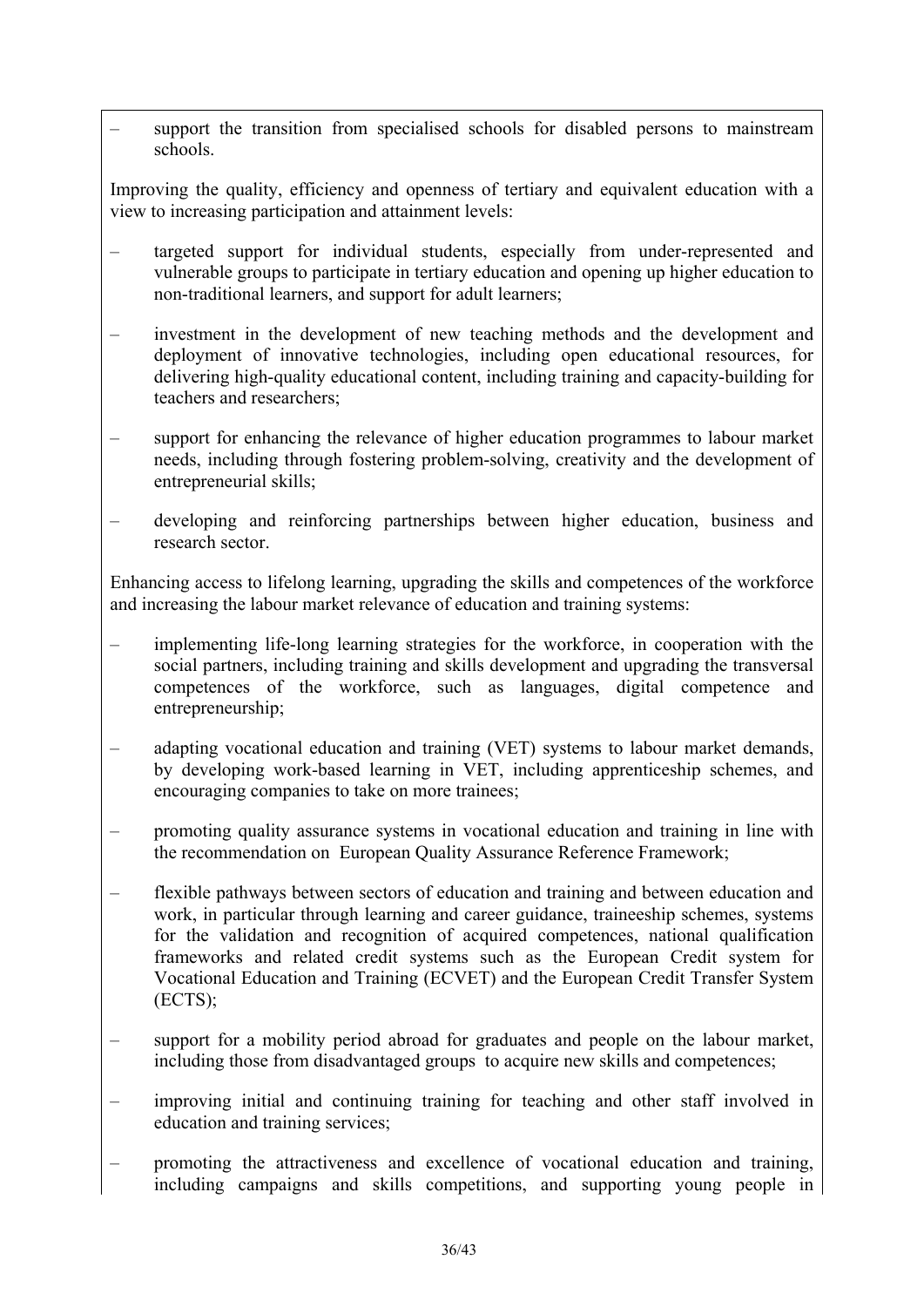- support the transition from specialised schools for disabled persons to mainstream schools.

Improving the quality, efficiency and openness of tertiary and equivalent education with a view to increasing participation and attainment levels:

- targeted support for individual students, especially from under-represented and vulnerable groups to participate in tertiary education and opening up higher education to non-traditional learners, and support for adult learners;
- investment in the development of new teaching methods and the development and deployment of innovative technologies, including open educational resources, for delivering high-quality educational content, including training and capacity-building for teachers and researchers;
- support for enhancing the relevance of higher education programmes to labour market needs, including through fostering problem-solving, creativity and the development of entrepreneurial skills;
- developing and reinforcing partnerships between higher education, business and research sector.

Enhancing access to lifelong learning, upgrading the skills and competences of the workforce and increasing the labour market relevance of education and training systems:

- implementing life-long learning strategies for the workforce, in cooperation with the social partners, including training and skills development and upgrading the transversal competences of the workforce, such as languages, digital competence and entrepreneurship;
- adapting vocational education and training (VET) systems to labour market demands, by developing work-based learning in VET, including apprenticeship schemes, and encouraging companies to take on more trainees;
- promoting quality assurance systems in vocational education and training in line with the recommendation on European Quality Assurance Reference Framework;
- flexible pathways between sectors of education and training and between education and work, in particular through learning and career guidance, traineeship schemes, systems for the validation and recognition of acquired competences, national qualification frameworks and related credit systems such as the European Credit system for Vocational Education and Training (ECVET) and the European Credit Transfer System (ECTS);
- support for a mobility period abroad for graduates and people on the labour market, including those from disadvantaged groups to acquire new skills and competences;
- improving initial and continuing training for teaching and other staff involved in education and training services;
- promoting the attractiveness and excellence of vocational education and training, including campaigns and skills competitions, and supporting young people in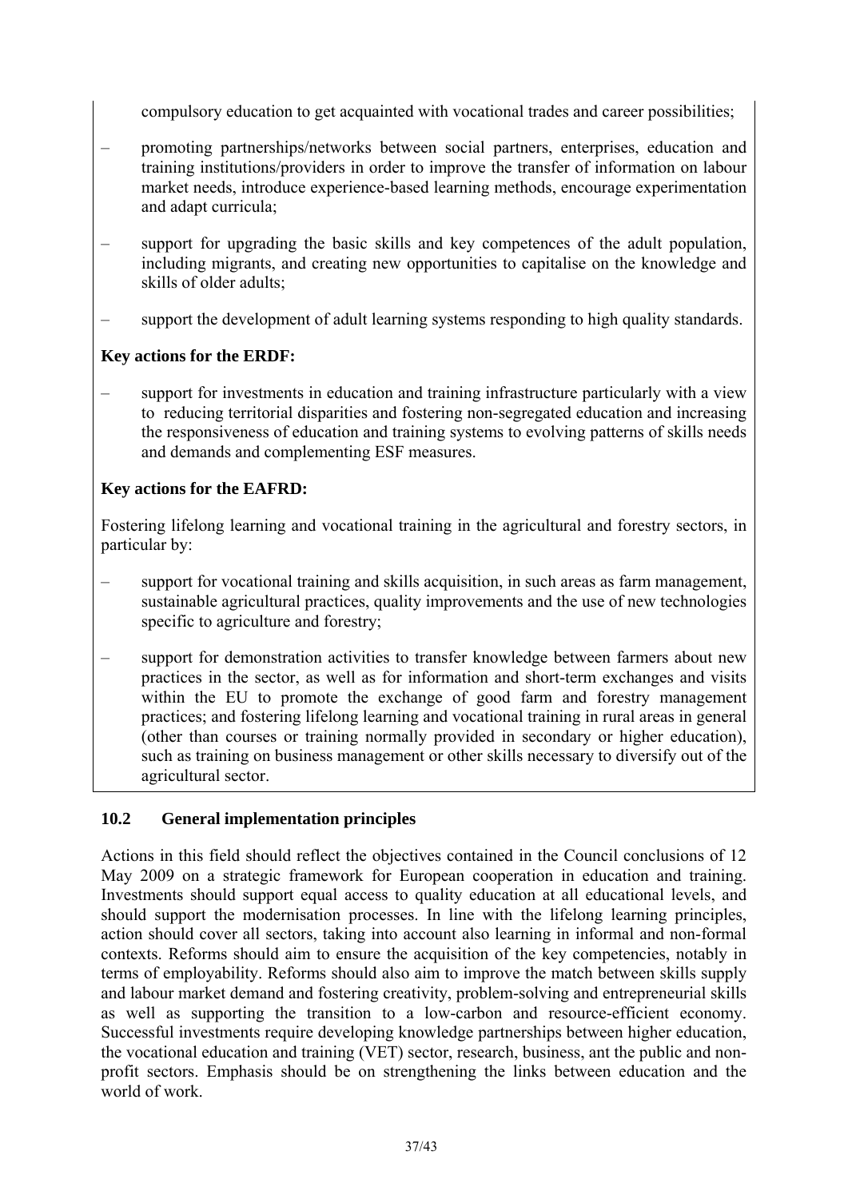compulsory education to get acquainted with vocational trades and career possibilities;

– promoting partnerships/networks between social partners, enterprises, education and training institutions/providers in order to improve the transfer of information on labour market needs, introduce experience-based learning methods, encourage experimentation and adapt curricula;

– support for upgrading the basic skills and key competences of the adult population, including migrants, and creating new opportunities to capitalise on the knowledge and skills of older adults;

– support the development of adult learning systems responding to high quality standards.

**Key actions for the ERDF:**

– support for investments in education and training infrastructure particularly with a view to reducing territorial disparities and fostering non-segregated education and increasing the responsiveness of education and training systems to evolving patterns of skills needs and demands and complementing ESF measures.

**Key actions for the EAFRD:**

Fostering lifelong learning and vocational training in the agricultural and forestry sectors, in particular by:

– support for vocational training and skills acquisition, in such areas as farm management, sustainable agricultural practices, quality improvements and the use of new technologies specific to agriculture and forestry;

– support for demonstration activities to transfer knowledge between farmers about new practices in the sector, as well as for information and short-term exchanges and visits within the EU to promote the exchange of good farm and forestry management practices; and fostering lifelong learning and vocational training in rural areas in general (other than courses or training normally provided in secondary or higher education), such as training on business management or other skills necessary to diversify out of the agricultural sector.

## 10.2 General implementation principles

Actions in this field should reflect the objectives contained in the Council conclusions of 12 May 2009 on a strategic framework for European cooperation in education and training. Investments should support equal access to quality education at all educational levels, and should support the modernisation processes. In line with the lifelong learning principles, action should cover all sectors, taking into account also learning in informal and non-formal contexts. Reforms should aim to ensure the acquisition of the key competencies, notably in terms of employability. Reforms should also aim to improve the match between skills supply and labour market demand and fostering creativity, problem-solving and entrepreneurial skills as well as supporting the transition to a low-carbon and resource-efficient economy. Successful investments require developing knowledge partnerships between higher education, the vocational education and training (VET) sector, research, business, ant the public and non-profit sectors. Emphasis should be on strengthening the links between education and the world of work.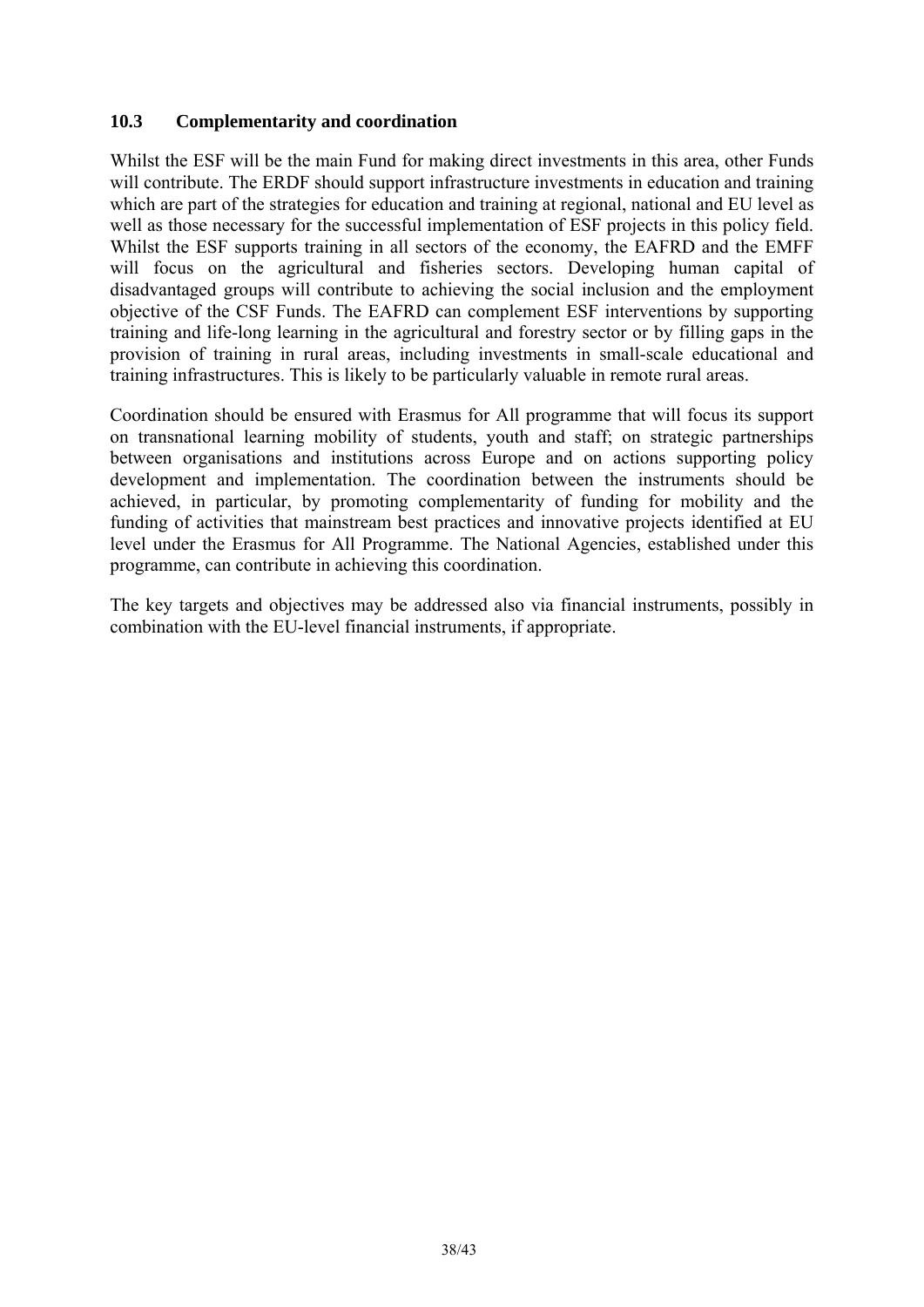### 10.3 Complementarity and coordination

Whilst the ESF will be the main Fund for making direct investments in this area, other Funds will contribute. The ERDF should support infrastructure investments in education and training which are part of the strategies for education and training at regional, national and EU level as well as those necessary for the successful implementation of ESF projects in this policy field. Whilst the ESF supports training in all sectors of the economy, the EAFRD and the EMFF will focus on the agricultural and fisheries sectors. Developing human capital of disadvantaged groups will contribute to achieving the social inclusion and the employment objective of the CSF Funds. The EAFRD can complement ESF interventions by supporting training and life-long learning in the agricultural and forestry sector or by filling gaps in the provision of training in rural areas, including investments in small-scale educational and training infrastructures. This is likely to be particularly valuable in remote rural areas.

Coordination should be ensured with Erasmus for All programme that will focus its support on transnational learning mobility of students, youth and staff; on strategic partnerships between organisations and institutions across Europe and on actions supporting policy development and implementation. The coordination between the instruments should be achieved, in particular, by promoting complementarity of funding for mobility and the funding of activities that mainstream best practices and innovative projects identified at EU level under the Erasmus for All Programme. The National Agencies, established under this programme, can contribute in achieving this coordination.

The key targets and objectives may be addressed also via financial instruments, possibly in combination with the EU-level financial instruments, if appropriate.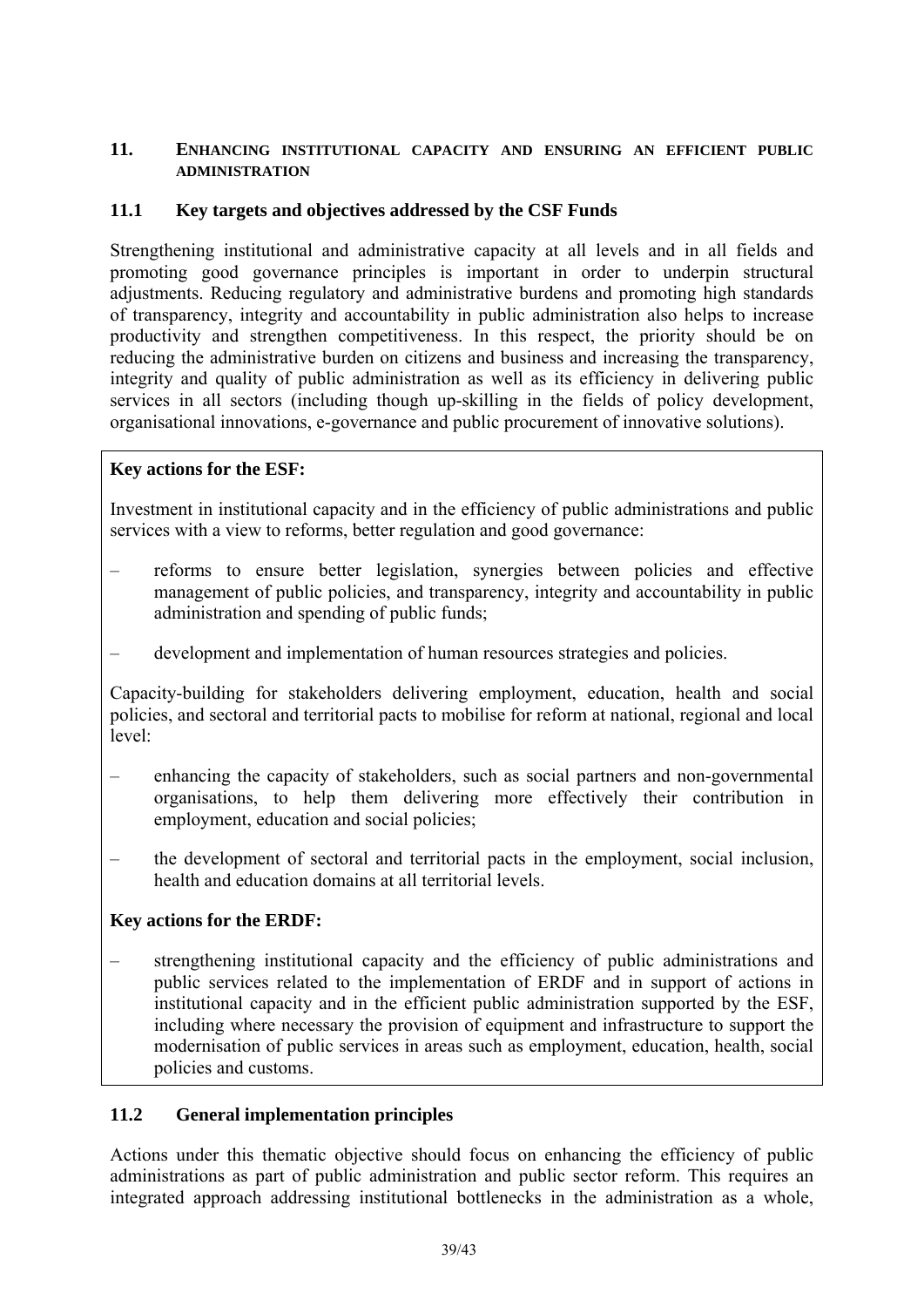## 11. ENHANCING INSTITUTIONAL CAPACITY AND ENSURING AN EFFICIENT PUBLIC ADMINISTRATION

### 11.1 Key targets and objectives addressed by the CSF Funds

Strengthening institutional and administrative capacity at all levels and in all fields and promoting good governance principles is important in order to underpin structural adjustments. Reducing regulatory and administrative burdens and promoting high standards of transparency, integrity and accountability in public administration also helps to increase productivity and strengthen competitiveness. In this respect, the priority should be on reducing the administrative burden on citizens and business and increasing the transparency, integrity and quality of public administration as well as its efficiency in delivering public services in all sectors (including though up-skilling in the fields of policy development, organisational innovations, e-governance and public procurement of innovative solutions).

**Key actions for the ESF:**

Investment in institutional capacity and in the efficiency of public administrations and public services with a view to reforms, better regulation and good governance:

- reforms to ensure better legislation, synergies between policies and effective management of public policies, and transparency, integrity and accountability in public administration and spending of public funds;
- development and implementation of human resources strategies and policies.

Capacity-building for stakeholders delivering employment, education, health and social policies, and sectoral and territorial pacts to mobilise for reform at national, regional and local level:

- enhancing the capacity of stakeholders, such as social partners and non-governmental organisations, to help them delivering more effectively their contribution in employment, education and social policies;
- the development of sectoral and territorial pacts in the employment, social inclusion, health and education domains at all territorial levels.

**Key actions for the ERDF:**

- strengthening institutional capacity and the efficiency of public administrations and public services related to the implementation of ERDF and in support of actions in institutional capacity and in the efficient public administration supported by the ESF, including where necessary the provision of equipment and infrastructure to support the modernisation of public services in areas such as employment, education, health, social policies and customs.

### 11.2 General implementation principles

Actions under this thematic objective should focus on enhancing the efficiency of public administrations as part of public administration and public sector reform. This requires an integrated approach addressing institutional bottlenecks in the administration as a whole,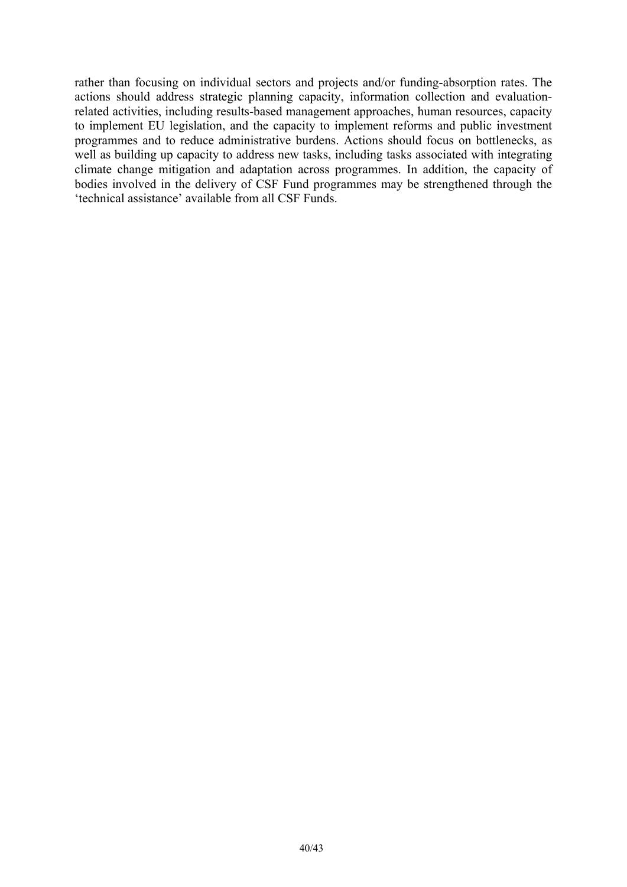rather than focusing on individual sectors and projects and/or funding-absorption rates. The actions should address strategic planning capacity, information collection and evaluation-related activities, including results-based management approaches, human resources, capacity to implement EU legislation, and the capacity to implement reforms and public investment programmes and to reduce administrative burdens. Actions should focus on bottlenecks, as well as building up capacity to address new tasks, including tasks associated with integrating climate change mitigation and adaptation across programmes. In addition, the capacity of bodies involved in the delivery of CSF Fund programmes may be strengthened through the 'technical assistance' available from all CSF Funds.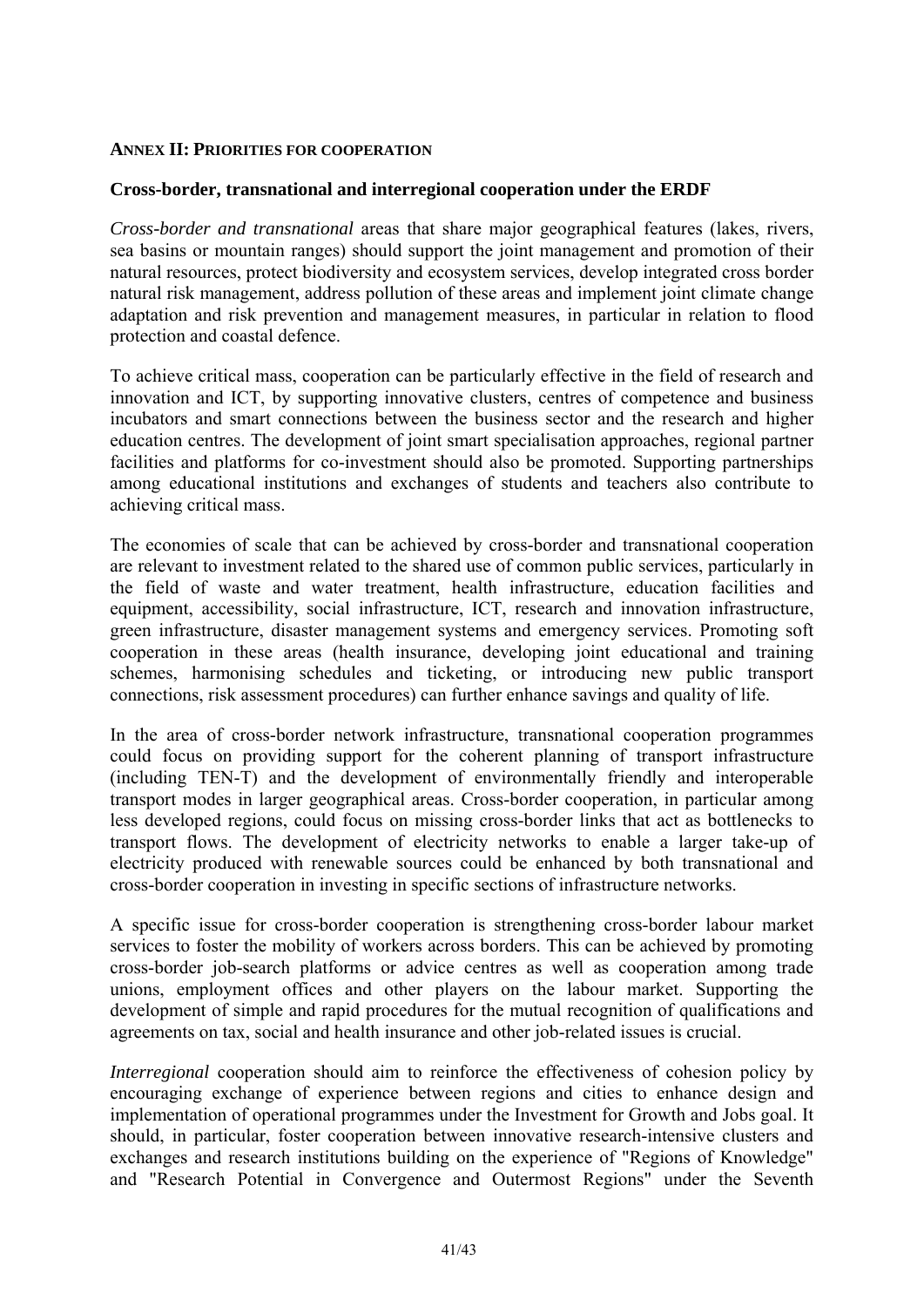## ANNEX II: PRIORITIES FOR COOPERATION

### Cross-border, transnational and interregional cooperation under the ERDF

*Cross-border and transnational* areas that share major geographical features (lakes, rivers, sea basins or mountain ranges) should support the joint management and promotion of their natural resources, protect biodiversity and ecosystem services, develop integrated cross border natural risk management, address pollution of these areas and implement joint climate change adaptation and risk prevention and management measures, in particular in relation to flood protection and coastal defence.

To achieve critical mass, cooperation can be particularly effective in the field of research and innovation and ICT, by supporting innovative clusters, centres of competence and business incubators and smart connections between the business sector and the research and higher education centres. The development of joint smart specialisation approaches, regional partner facilities and platforms for co-investment should also be promoted. Supporting partnerships among educational institutions and exchanges of students and teachers also contribute to achieving critical mass.

The economies of scale that can be achieved by cross-border and transnational cooperation are relevant to investment related to the shared use of common public services, particularly in the field of waste and water treatment, health infrastructure, education facilities and equipment, accessibility, social infrastructure, ICT, research and innovation infrastructure, green infrastructure, disaster management systems and emergency services. Promoting soft cooperation in these areas (health insurance, developing joint educational and training schemes, harmonising schedules and ticketing, or introducing new public transport connections, risk assessment procedures) can further enhance savings and quality of life.

In the area of cross-border network infrastructure, transnational cooperation programmes could focus on providing support for the coherent planning of transport infrastructure (including TEN-T) and the development of environmentally friendly and interoperable transport modes in larger geographical areas. Cross-border cooperation, in particular among less developed regions, could focus on missing cross-border links that act as bottlenecks to transport flows. The development of electricity networks to enable a larger take-up of electricity produced with renewable sources could be enhanced by both transnational and cross-border cooperation in investing in specific sections of infrastructure networks.

A specific issue for cross-border cooperation is strengthening cross-border labour market services to foster the mobility of workers across borders. This can be achieved by promoting cross-border job-search platforms or advice centres as well as cooperation among trade unions, employment offices and other players on the labour market. Supporting the development of simple and rapid procedures for the mutual recognition of qualifications and agreements on tax, social and health insurance and other job-related issues is crucial.

*Interregional* cooperation should aim to reinforce the effectiveness of cohesion policy by encouraging exchange of experience between regions and cities to enhance design and implementation of operational programmes under the Investment for Growth and Jobs goal. It should, in particular, foster cooperation between innovative research-intensive clusters and exchanges and research institutions building on the experience of "Regions of Knowledge" and "Research Potential in Convergence and Outermost Regions" under the Seventh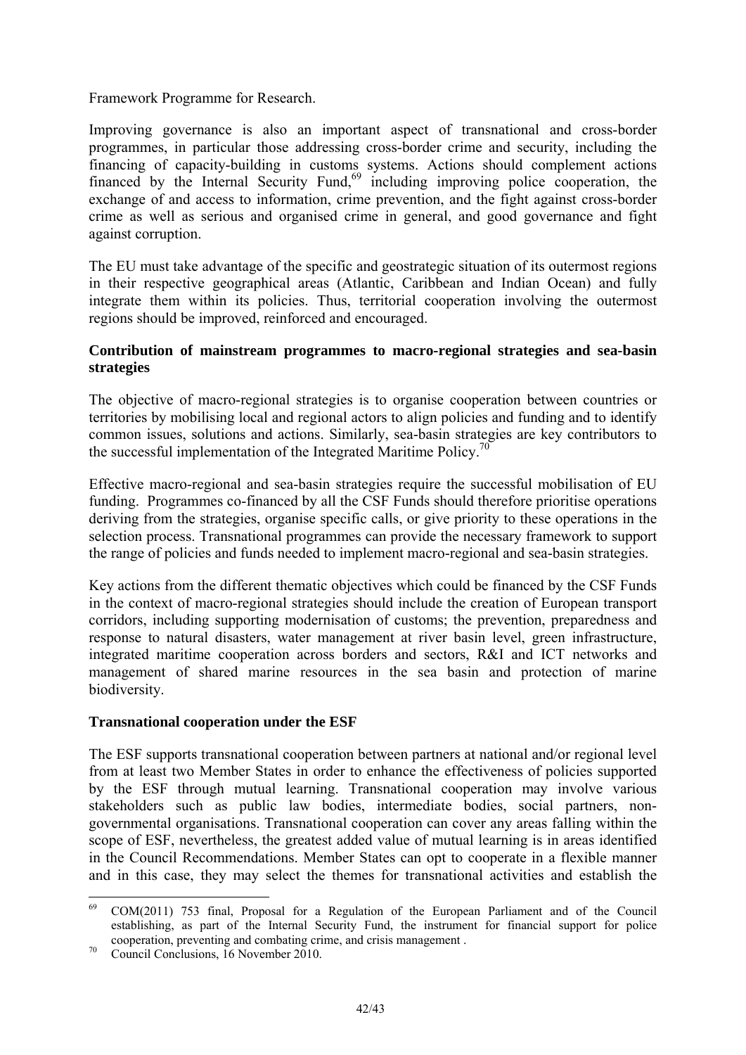Framework Programme for Research.

Improving governance is also an important aspect of transnational and cross-border programmes, in particular those addressing cross-border crime and security, including the financing of capacity-building in customs systems. Actions should complement actions financed by the Internal Security Fund,[69] including improving police cooperation, the exchange of and access to information, crime prevention, and the fight against cross-border crime as well as serious and organised crime in general, and good governance and fight against corruption.

The EU must take advantage of the specific and geostrategic situation of its outermost regions in their respective geographical areas (Atlantic, Caribbean and Indian Ocean) and fully integrate them within its policies. Thus, territorial cooperation involving the outermost regions should be improved, reinforced and encouraged.

**Contribution of mainstream programmes to macro-regional strategies and sea-basin strategies**

The objective of macro-regional strategies is to organise cooperation between countries or territories by mobilising local and regional actors to align policies and funding and to identify common issues, solutions and actions. Similarly, sea-basin strategies are key contributors to the successful implementation of the Integrated Maritime Policy.[70]

Effective macro-regional and sea-basin strategies require the successful mobilisation of EU funding. Programmes co-financed by all the CSF Funds should therefore prioritise operations deriving from the strategies, organise specific calls, or give priority to these operations in the selection process. Transnational programmes can provide the necessary framework to support the range of policies and funds needed to implement macro-regional and sea-basin strategies.

Key actions from the different thematic objectives which could be financed by the CSF Funds in the context of macro-regional strategies should include the creation of European transport corridors, including supporting modernisation of customs; the prevention, preparedness and response to natural disasters, water management at river basin level, green infrastructure, integrated maritime cooperation across borders and sectors, R&I and ICT networks and management of shared marine resources in the sea basin and protection of marine biodiversity.

**Transnational cooperation under the ESF**

The ESF supports transnational cooperation between partners at national and/or regional level from at least two Member States in order to enhance the effectiveness of policies supported by the ESF through mutual learning. Transnational cooperation may involve various stakeholders such as public law bodies, intermediate bodies, social partners, non-governmental organisations. Transnational cooperation can cover any areas falling within the scope of ESF, nevertheless, the greatest added value of mutual learning is in areas identified in the Council Recommendations. Member States can opt to cooperate in a flexible manner and in this case, they may select the themes for transnational activities and establish the

---

[69] COM(2011) 753 final, Proposal for a Regulation of the European Parliament and of the Council establishing, as part of the Internal Security Fund, the instrument for financial support for police cooperation, preventing and combating crime, and crisis management .

[70] Council Conclusions, 16 November 2010.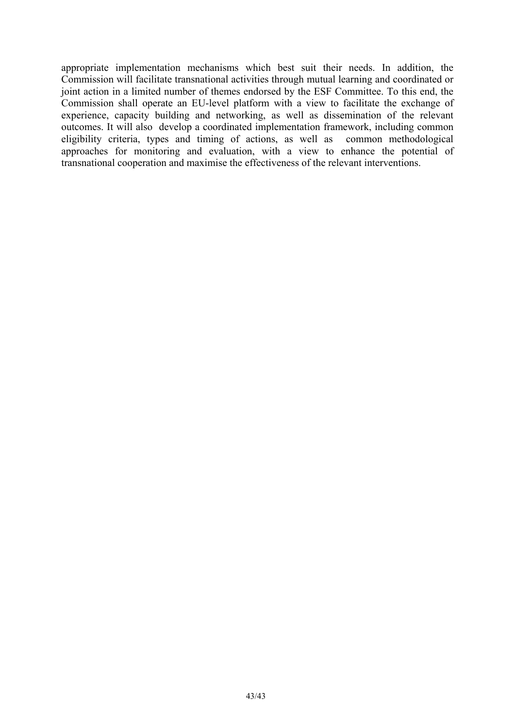appropriate implementation mechanisms which best suit their needs. In addition, the Commission will facilitate transnational activities through mutual learning and coordinated or joint action in a limited number of themes endorsed by the ESF Committee. To this end, the Commission shall operate an EU-level platform with a view to facilitate the exchange of experience, capacity building and networking, as well as dissemination of the relevant outcomes. It will also develop a coordinated implementation framework, including common eligibility criteria, types and timing of actions, as well as common methodological approaches for monitoring and evaluation, with a view to enhance the potential of transnational cooperation and maximise the effectiveness of the relevant interventions.